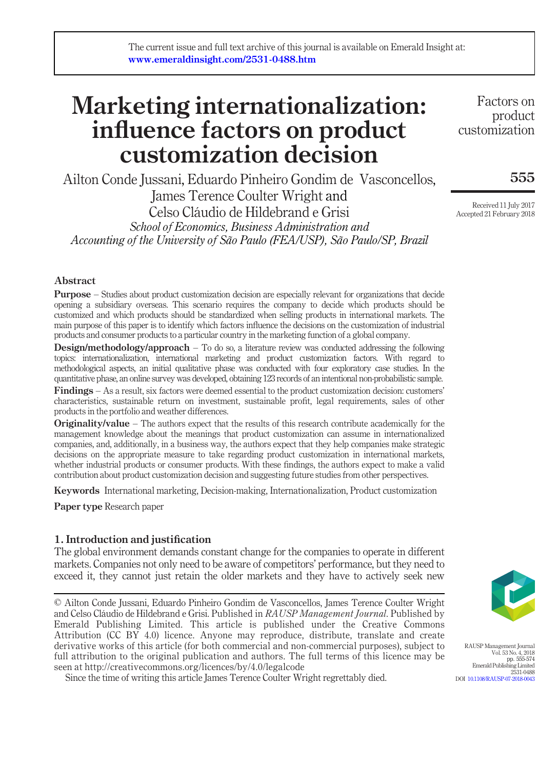The current issue and full text archive of this journal is available on Emerald Insight at: www.emeraldinsight.com/2531-0488.htm

# Marketing internationalization: influence factors on product customization decision

Ailton Conde Jussani, Eduardo Pinheiro Gondim de Vasconcellos, James Terence Coulter Wright and Celso Cláudio de Hildebrand e Grisi

*School of Economics, Business Administration and Accounting of the University of São Paulo (FEA/USP), São Paulo/SP, Brazil*

Received 11 July 2017
Accepted 21 February 2018

## Abstract

**Purpose** – Studies about product customization decision are especially relevant for organizations that decide opening a subsidiary overseas. This scenario requires the company to decide which products should be customized and which products should be standardized when selling products in international markets. The main purpose of this paper is to identify which factors influence the decisions on the customization of industrial products and consumer products to a particular country in the marketing function of a global company.

**Design/methodology/approach** – To do so, a literature review was conducted addressing the following topics: internationalization, international marketing and product customization factors. With regard to methodological aspects, an initial qualitative phase was conducted with four exploratory case studies. In the quantitative phase, an online survey was developed, obtaining 123 records of an intentional non-probabilistic sample.

**Findings** – As a result, six factors were deemed essential to the product customization decision: customers' characteristics, sustainable return on investment, sustainable profit, legal requirements, sales of other products in the portfolio and weather differences.

**Originality/value** – The authors expect that the results of this research contribute academically for the management knowledge about the meanings that product customization can assume in internationalized companies, and, additionally, in a business way, the authors expect that they help companies make strategic decisions on the appropriate measure to take regarding product customization in international markets, whether industrial products or consumer products. With these findings, the authors expect to make a valid contribution about product customization decision and suggesting future studies from other perspectives.

**Keywords** International marketing, Decision-making, Internationalization, Product customization

**Paper type** Research paper

## 1. Introduction and justification

The global environment demands constant change for the companies to operate in different markets. Companies not only need to be aware of competitors' performance, but they need to exceed it, they cannot just retain the older markets and they have to actively seek new

© Ailton Conde Jussani, Eduardo Pinheiro Gondim de Vasconcellos, James Terence Coulter Wright and Celso Cláudio de Hildebrand e Grisi. Published in *RAUSP Management Journal*. Published by Emerald Publishing Limited. This article is published under the Creative Commons Attribution (CC BY 4.0) licence. Anyone may reproduce, distribute, translate and create derivative works of this article (for both commercial and non-commercial purposes), subject to full attribution to the original publication and authors. The full terms of this licence may be seen at http://creativecommons.org/licences/by/4.0/legalcode

Since the time of writing this article James Terence Coulter Wright regrettably died.

RAUSP Management Journal
Vol. 53 No. 4, 2018
pp. 555-574
Emerald Publishing Limited
2531-0488
DOI 10.1108/RAUSP-07-2018-0043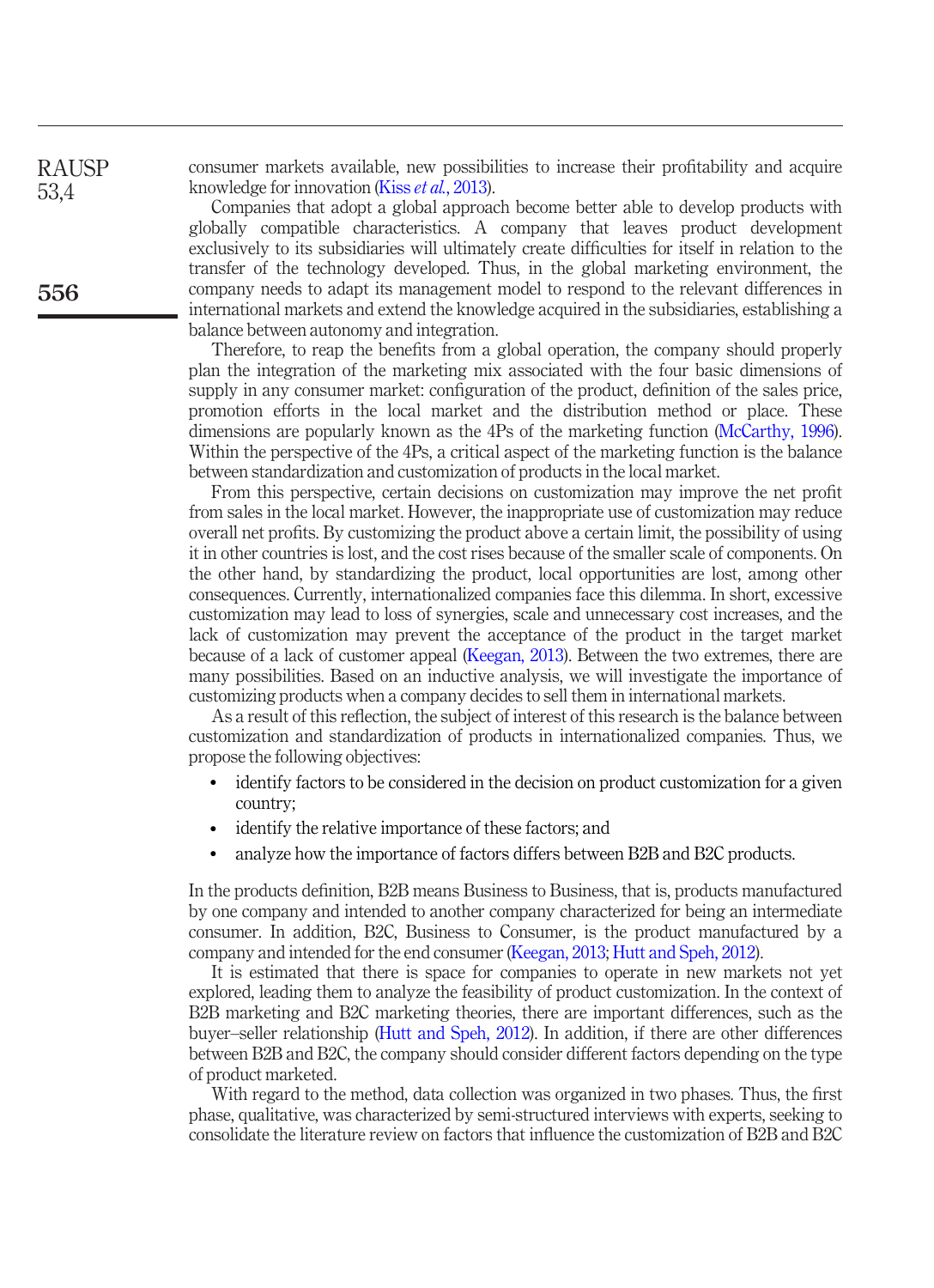consumer markets available, new possibilities to increase their profitability and acquire knowledge for innovation (Kiss *et al.*, 2013).

Companies that adopt a global approach become better able to develop products with globally compatible characteristics. A company that leaves product development exclusively to its subsidiaries will ultimately create difficulties for itself in relation to the transfer of the technology developed. Thus, in the global marketing environment, the company needs to adapt its management model to respond to the relevant differences in international markets and extend the knowledge acquired in the subsidiaries, establishing a balance between autonomy and integration.

Therefore, to reap the benefits from a global operation, the company should properly plan the integration of the marketing mix associated with the four basic dimensions of supply in any consumer market: configuration of the product, definition of the sales price, promotion efforts in the local market and the distribution method or place. These dimensions are popularly known as the 4Ps of the marketing function (McCarthy, 1996). Within the perspective of the 4Ps, a critical aspect of the marketing function is the balance between standardization and customization of products in the local market.

From this perspective, certain decisions on customization may improve the net profit from sales in the local market. However, the inappropriate use of customization may reduce overall net profits. By customizing the product above a certain limit, the possibility of using it in other countries is lost, and the cost rises because of the smaller scale of components. On the other hand, by standardizing the product, local opportunities are lost, among other consequences. Currently, internationalized companies face this dilemma. In short, excessive customization may lead to loss of synergies, scale and unnecessary cost increases, and the lack of customization may prevent the acceptance of the product in the target market because of a lack of customer appeal (Keegan, 2013). Between the two extremes, there are many possibilities. Based on an inductive analysis, we will investigate the importance of customizing products when a company decides to sell them in international markets.

As a result of this reflection, the subject of interest of this research is the balance between customization and standardization of products in internationalized companies. Thus, we propose the following objectives:

- identify factors to be considered in the decision on product customization for a given country;
- identify the relative importance of these factors; and
- analyze how the importance of factors differs between B2B and B2C products.

In the products definition, B2B means Business to Business, that is, products manufactured by one company and intended to another company characterized for being an intermediate consumer. In addition, B2C, Business to Consumer, is the product manufactured by a company and intended for the end consumer (Keegan, 2013; Hutt and Speh, 2012).

It is estimated that there is space for companies to operate in new markets not yet explored, leading them to analyze the feasibility of product customization. In the context of B2B marketing and B2C marketing theories, there are important differences, such as the buyer–seller relationship (Hutt and Speh, 2012). In addition, if there are other differences between B2B and B2C, the company should consider different factors depending on the type of product marketed.

With regard to the method, data collection was organized in two phases. Thus, the first phase, qualitative, was characterized by semi-structured interviews with experts, seeking to consolidate the literature review on factors that influence the customization of B2B and B2C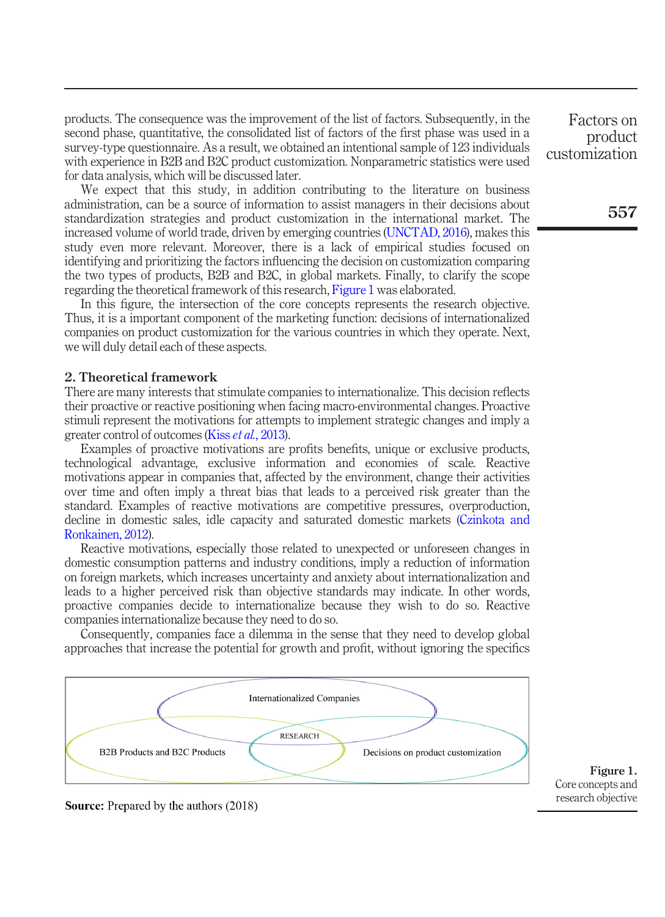products. The consequence was the improvement of the list of factors. Subsequently, in the second phase, quantitative, the consolidated list of factors of the first phase was used in a survey-type questionnaire. As a result, we obtained an intentional sample of 123 individuals with experience in B2B and B2C product customization. Nonparametric statistics were used for data analysis, which will be discussed later.

We expect that this study, in addition contributing to the literature on business administration, can be a source of information to assist managers in their decisions about standardization strategies and product customization in the international market. The increased volume of world trade, driven by emerging countries (UNCTAD, 2016), makes this study even more relevant. Moreover, there is a lack of empirical studies focused on identifying and prioritizing the factors influencing the decision on customization comparing the two types of products, B2B and B2C, in global markets. Finally, to clarify the scope regarding the theoretical framework of this research, Figure 1 was elaborated.

In this figure, the intersection of the core concepts represents the research objective. Thus, it is a important component of the marketing function: decisions of internationalized companies on product customization for the various countries in which they operate. Next, we will duly detail each of these aspects.

## 2. Theoretical framework

There are many interests that stimulate companies to internationalize. This decision reflects their proactive or reactive positioning when facing macro-environmental changes. Proactive stimuli represent the motivations for attempts to implement strategic changes and imply a greater control of outcomes (Kiss *et al.*, 2013).

Examples of proactive motivations are profits benefits, unique or exclusive products, technological advantage, exclusive information and economies of scale. Reactive motivations appear in companies that, affected by the environment, change their activities over time and often imply a threat bias that leads to a perceived risk greater than the standard. Examples of reactive motivations are competitive pressures, overproduction, decline in domestic sales, idle capacity and saturated domestic markets (Czinkota and Ronkainen, 2012).

Reactive motivations, especially those related to unexpected or unforeseen changes in domestic consumption patterns and industry conditions, imply a reduction of information on foreign markets, which increases uncertainty and anxiety about internationalization and leads to a higher perceived risk than objective standards may indicate. In other words, proactive companies decide to internationalize because they wish to do so. Reactive companies internationalize because they need to do so.

Consequently, companies face a dilemma in the sense that they need to develop global approaches that increase the potential for growth and profit, without ignoring the specifics

Internationalized Companies

RESEARCH

B2B Products and B2C Products

Decisions on product customization

**Source:** Prepared by the authors (2018)

**Figure 1.** Core concepts and research objective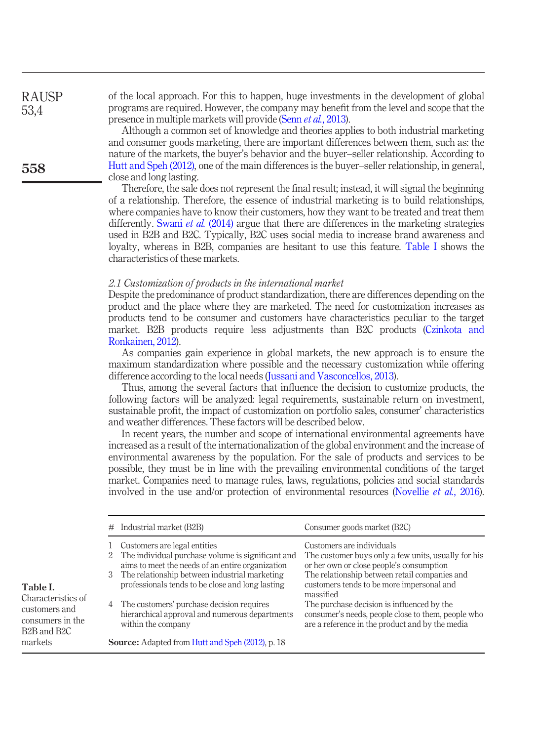of the local approach. For this to happen, huge investments in the development of global programs are required. However, the company may benefit from the level and scope that the presence in multiple markets will provide (Senn *et al.*, 2013).

Although a common set of knowledge and theories applies to both industrial marketing and consumer goods marketing, there are important differences between them, such as: the nature of the markets, the buyer's behavior and the buyer–seller relationship. According to Hutt and Speh (2012), one of the main differences is the buyer–seller relationship, in general, close and long lasting.

Therefore, the sale does not represent the final result; instead, it will signal the beginning of a relationship. Therefore, the essence of industrial marketing is to build relationships, where companies have to know their customers, how they want to be treated and treat them differently. Swani *et al.* (2014) argue that there are differences in the marketing strategies used in B2B and B2C. Typically, B2C uses social media to increase brand awareness and loyalty, whereas in B2B, companies are hesitant to use this feature. Table I shows the characteristics of these markets.

### *2.1 Customization of products in the international market*

Despite the predominance of product standardization, there are differences depending on the product and the place where they are marketed. The need for customization increases as products tend to be consumer and customers have characteristics peculiar to the target market. B2B products require less adjustments than B2C products (Czinkota and Ronkainen, 2012).

As companies gain experience in global markets, the new approach is to ensure the maximum standardization where possible and the necessary customization while offering difference according to the local needs (Jussani and Vasconcellos, 2013).

Thus, among the several factors that influence the decision to customize products, the following factors will be analyzed: legal requirements, sustainable return on investment, sustainable profit, the impact of customization on portfolio sales, consumer' characteristics and weather differences. These factors will be described below.

In recent years, the number and scope of international environmental agreements have increased as a result of the internationalization of the global environment and the increase of environmental awareness by the population. For the sale of products and services to be possible, they must be in line with the prevailing environmental conditions of the target market. Companies need to manage rules, laws, regulations, policies and social standards involved in the use and/or protection of environmental resources (Novellie *et al.*, 2016).

**Table I.** Characteristics of customers and consumers in the B2B and B2C markets

| # | Industrial market (B2B) | Consumer goods market (B2C) |
|---|---|---|
| 1 | Customers are legal entities | Customers are individuals |
| 2 | The individual purchase volume is significant and aims to meet the needs of an entire organization | The customer buys only a few units, usually for his or her own or close people's consumption |
| 3 | The relationship between industrial marketing professionals tends to be close and long lasting | The relationship between retail companies and customers tends to be more impersonal and massified |
| 4 | The customers' purchase decision requires hierarchical approval and numerous departments within the company | The purchase decision is influenced by the consumer's needs, people close to them, people who are a reference in the product and by the media |

**Source:** Adapted from Hutt and Speh (2012), p. 18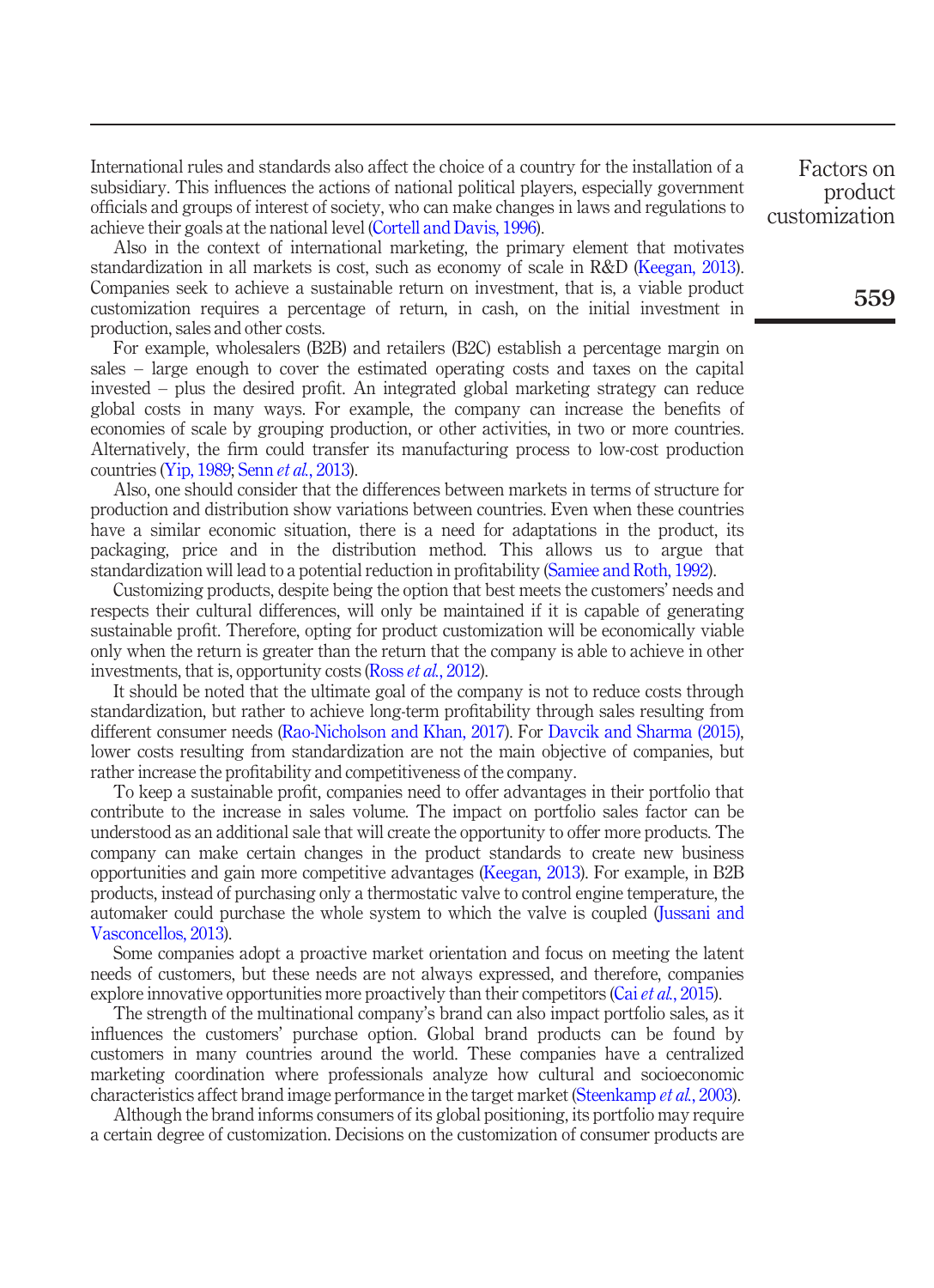International rules and standards also affect the choice of a country for the installation of a subsidiary. This influences the actions of national political players, especially government officials and groups of interest of society, who can make changes in laws and regulations to achieve their goals at the national level (Cortell and Davis, 1996).

Also in the context of international marketing, the primary element that motivates standardization in all markets is cost, such as economy of scale in R&D (Keegan, 2013). Companies seek to achieve a sustainable return on investment, that is, a viable product customization requires a percentage of return, in cash, on the initial investment in production, sales and other costs.

For example, wholesalers (B2B) and retailers (B2C) establish a percentage margin on sales – large enough to cover the estimated operating costs and taxes on the capital invested – plus the desired profit. An integrated global marketing strategy can reduce global costs in many ways. For example, the company can increase the benefits of economies of scale by grouping production, or other activities, in two or more countries. Alternatively, the firm could transfer its manufacturing process to low-cost production countries (Yip, 1989; Senn *et al.*, 2013).

Also, one should consider that the differences between markets in terms of structure for production and distribution show variations between countries. Even when these countries have a similar economic situation, there is a need for adaptations in the product, its packaging, price and in the distribution method. This allows us to argue that standardization will lead to a potential reduction in profitability (Samiee and Roth, 1992).

Customizing products, despite being the option that best meets the customers' needs and respects their cultural differences, will only be maintained if it is capable of generating sustainable profit. Therefore, opting for product customization will be economically viable only when the return is greater than the return that the company is able to achieve in other investments, that is, opportunity costs (Ross *et al.*, 2012).

It should be noted that the ultimate goal of the company is not to reduce costs through standardization, but rather to achieve long-term profitability through sales resulting from different consumer needs (Rao-Nicholson and Khan, 2017). For Davcik and Sharma (2015), lower costs resulting from standardization are not the main objective of companies, but rather increase the profitability and competitiveness of the company.

To keep a sustainable profit, companies need to offer advantages in their portfolio that contribute to the increase in sales volume. The impact on portfolio sales factor can be understood as an additional sale that will create the opportunity to offer more products. The company can make certain changes in the product standards to create new business opportunities and gain more competitive advantages (Keegan, 2013). For example, in B2B products, instead of purchasing only a thermostatic valve to control engine temperature, the automaker could purchase the whole system to which the valve is coupled (Jussani and Vasconcellos, 2013).

Some companies adopt a proactive market orientation and focus on meeting the latent needs of customers, but these needs are not always expressed, and therefore, companies explore innovative opportunities more proactively than their competitors (Cai *et al.*, 2015).

The strength of the multinational company's brand can also impact portfolio sales, as it influences the customers' purchase option. Global brand products can be found by customers in many countries around the world. These companies have a centralized marketing coordination where professionals analyze how cultural and socioeconomic characteristics affect brand image performance in the target market (Steenkamp *et al.*, 2003).

Although the brand informs consumers of its global positioning, its portfolio may require a certain degree of customization. Decisions on the customization of consumer products are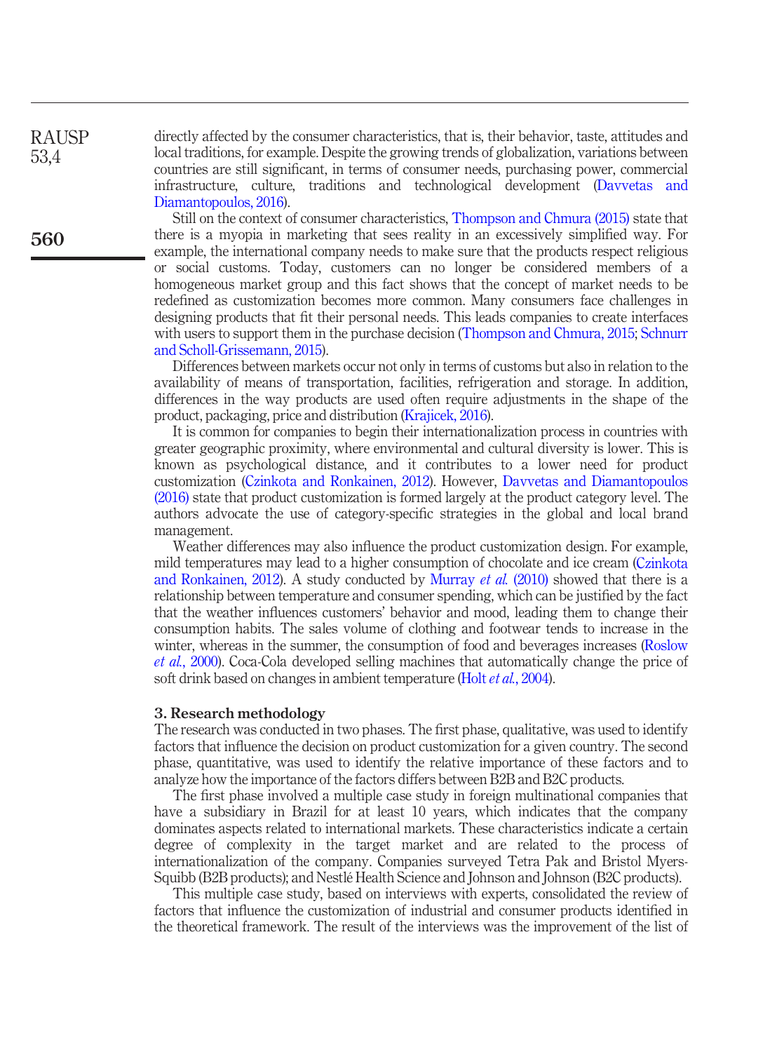directly affected by the consumer characteristics, that is, their behavior, taste, attitudes and local traditions, for example. Despite the growing trends of globalization, variations between countries are still significant, in terms of consumer needs, purchasing power, commercial infrastructure, culture, traditions and technological development (Davvetas and Diamantopoulos, 2016).

Still on the context of consumer characteristics, Thompson and Chmura (2015) state that there is a myopia in marketing that sees reality in an excessively simplified way. For example, the international company needs to make sure that the products respect religious or social customs. Today, customers can no longer be considered members of a homogeneous market group and this fact shows that the concept of market needs to be redefined as customization becomes more common. Many consumers face challenges in designing products that fit their personal needs. This leads companies to create interfaces with users to support them in the purchase decision (Thompson and Chmura, 2015; Schnurr and Scholl-Grissemann, 2015).

Differences between markets occur not only in terms of customs but also in relation to the availability of means of transportation, facilities, refrigeration and storage. In addition, differences in the way products are used often require adjustments in the shape of the product, packaging, price and distribution (Krajicek, 2016).

It is common for companies to begin their internationalization process in countries with greater geographic proximity, where environmental and cultural diversity is lower. This is known as psychological distance, and it contributes to a lower need for product customization (Czinkota and Ronkainen, 2012). However, Davvetas and Diamantopoulos (2016) state that product customization is formed largely at the product category level. The authors advocate the use of category-specific strategies in the global and local brand management.

Weather differences may also influence the product customization design. For example, mild temperatures may lead to a higher consumption of chocolate and ice cream (Czinkota and Ronkainen, 2012). A study conducted by Murray *et al.* (2010) showed that there is a relationship between temperature and consumer spending, which can be justified by the fact that the weather influences customers' behavior and mood, leading them to change their consumption habits. The sales volume of clothing and footwear tends to increase in the winter, whereas in the summer, the consumption of food and beverages increases (Roslow *et al.*, 2000). Coca-Cola developed selling machines that automatically change the price of soft drink based on changes in ambient temperature (Holt *et al.*, 2004).

## 3. Research methodology

The research was conducted in two phases. The first phase, qualitative, was used to identify factors that influence the decision on product customization for a given country. The second phase, quantitative, was used to identify the relative importance of these factors and to analyze how the importance of the factors differs between B2B and B2C products.

The first phase involved a multiple case study in foreign multinational companies that have a subsidiary in Brazil for at least 10 years, which indicates that the company dominates aspects related to international markets. These characteristics indicate a certain degree of complexity in the target market and are related to the process of internationalization of the company. Companies surveyed Tetra Pak and Bristol Myers-Squibb (B2B products); and Nestlé Health Science and Johnson and Johnson (B2C products).

This multiple case study, based on interviews with experts, consolidated the review of factors that influence the customization of industrial and consumer products identified in the theoretical framework. The result of the interviews was the improvement of the list of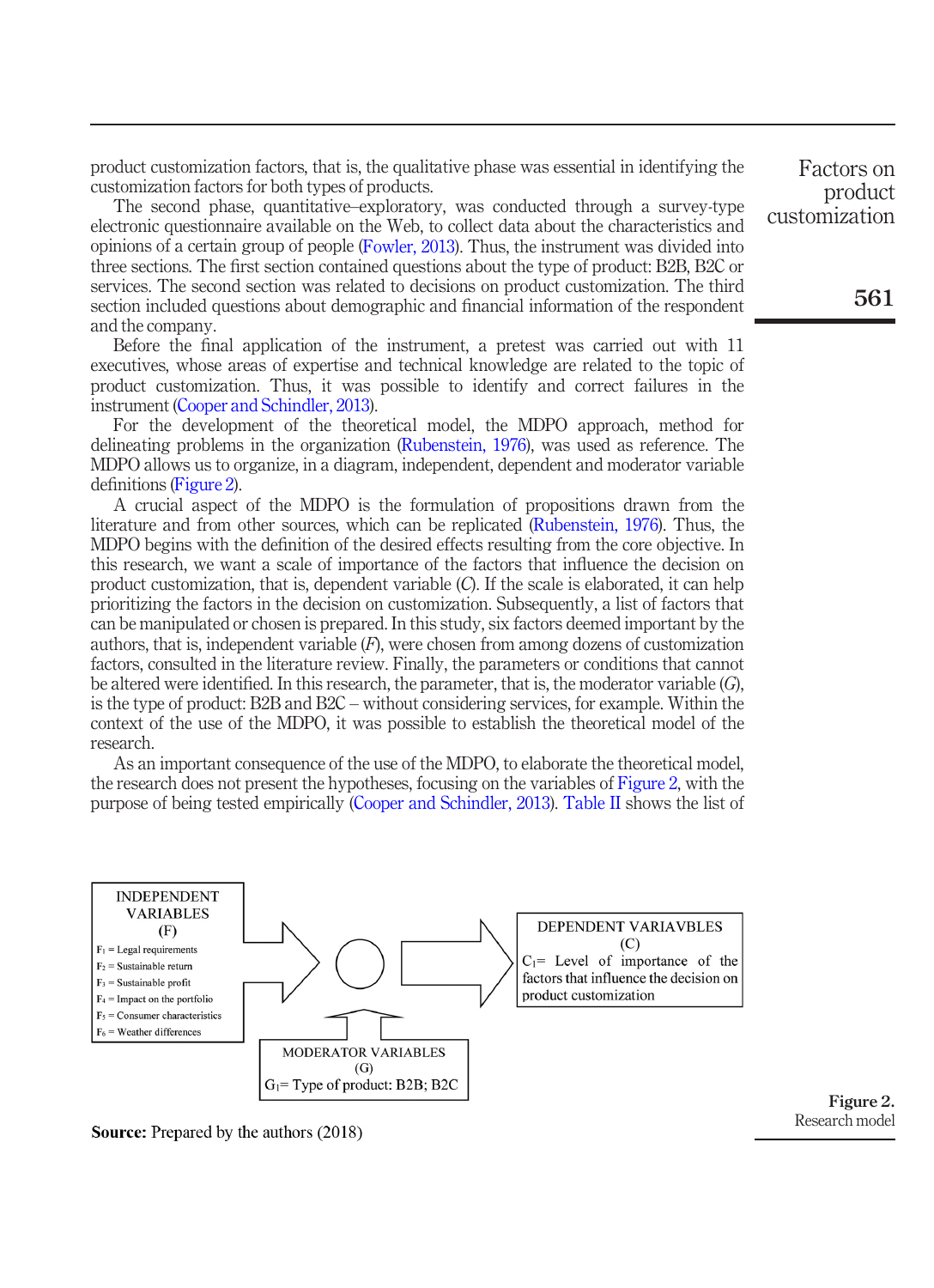product customization factors, that is, the qualitative phase was essential in identifying the customization factors for both types of products.

The second phase, quantitative–exploratory, was conducted through a survey-type electronic questionnaire available on the Web, to collect data about the characteristics and opinions of a certain group of people (Fowler, 2013). Thus, the instrument was divided into three sections. The first section contained questions about the type of product: B2B, B2C or services. The second section was related to decisions on product customization. The third section included questions about demographic and financial information of the respondent and the company.

Before the final application of the instrument, a pretest was carried out with 11 executives, whose areas of expertise and technical knowledge are related to the topic of product customization. Thus, it was possible to identify and correct failures in the instrument (Cooper and Schindler, 2013).

For the development of the theoretical model, the MDPO approach, method for delineating problems in the organization (Rubenstein, 1976), was used as reference. The MDPO allows us to organize, in a diagram, independent, dependent and moderator variable definitions (Figure 2).

A crucial aspect of the MDPO is the formulation of propositions drawn from the literature and from other sources, which can be replicated (Rubenstein, 1976). Thus, the MDPO begins with the definition of the desired effects resulting from the core objective. In this research, we want a scale of importance of the factors that influence the decision on product customization, that is, dependent variable (*C*). If the scale is elaborated, it can help prioritizing the factors in the decision on customization. Subsequently, a list of factors that can be manipulated or chosen is prepared. In this study, six factors deemed important by the authors, that is, independent variable (*F*), were chosen from among dozens of customization factors, consulted in the literature review. Finally, the parameters or conditions that cannot be altered were identified. In this research, the parameter, that is, the moderator variable (*G*), is the type of product: B2B and B2C – without considering services, for example. Within the context of the use of the MDPO, it was possible to establish the theoretical model of the research.

As an important consequence of the use of the MDPO, to elaborate the theoretical model, the research does not present the hypotheses, focusing on the variables of Figure 2, with the purpose of being tested empirically (Cooper and Schindler, 2013). Table II shows the list of

INDEPENDENT VARIABLES (F)
- $F_1$ = Legal requirements
- $F_2$ = Sustainable return
- $F_3$ = Sustainable profit
- $F_4$ = Impact on the portfolio
- $F_5$ = Consumer characteristics
- $F_6$ = Weather differences

DEPENDENT VARIAVBLES (C)
$C_1$= Level of importance of the factors that influence the decision on product customization

MODERATOR VARIABLES (G)
$G_1$= Type of product: B2B; B2C

**Source:** Prepared by the authors (2018)

**Figure 2.** Research model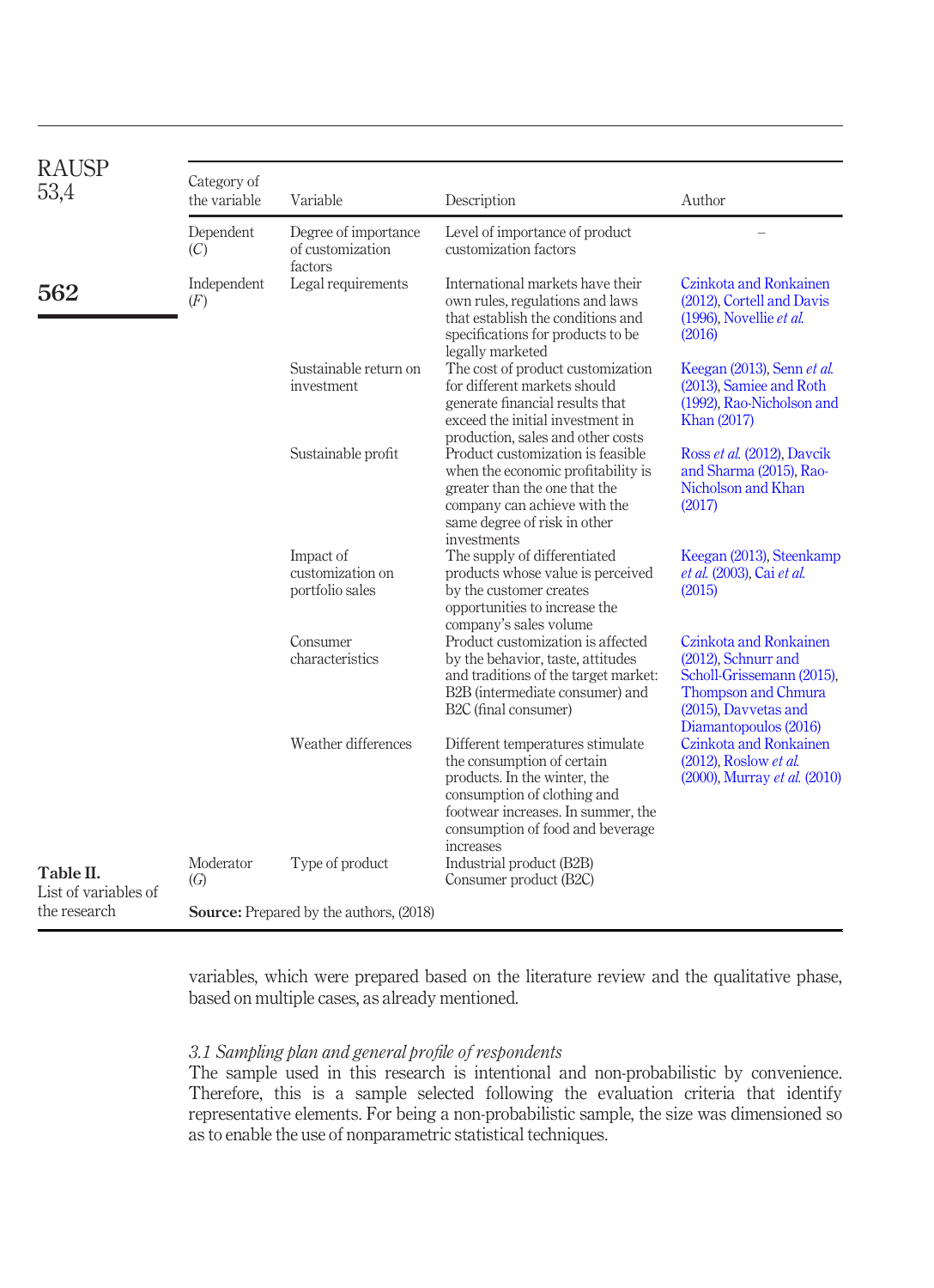**Table II.** List of variables of the research

| Category of the variable | Variable | Description | Author |
|---|---|---|---|
| Dependent (*C*) | Degree of importance of customization factors | Level of importance of product customization factors | – |
| Independent (*F*) | Legal requirements | International markets have their own rules, regulations and laws that establish the conditions and specifications for products to be legally marketed | Czinkota and Ronkainen (2012), Cortell and Davis (1996), Novellie *et al.* (2016) |
| | Sustainable return on investment | The cost of product customization for different markets should generate financial results that exceed the initial investment in production, sales and other costs | Keegan (2013), Senn *et al.* (2013), Samiee and Roth (1992), Rao-Nicholson and Khan (2017) |
| | Sustainable profit | Product customization is feasible when the economic profitability is greater than the one that the company can achieve with the same degree of risk in other investments | Ross *et al.* (2012), Davcik and Sharma (2015), Rao-Nicholson and Khan (2017) |
| | Impact of customization on portfolio sales | The supply of differentiated products whose value is perceived by the customer creates opportunities to increase the company's sales volume | Keegan (2013), Steenkamp *et al.* (2003), Cai *et al.* (2015) |
| | Consumer characteristics | Product customization is affected by the behavior, taste, attitudes and traditions of the target market: B2B (intermediate consumer) and B2C (final consumer) | Czinkota and Ronkainen (2012), Schnurr and Scholl-Grissemann (2015), Thompson and Chmura (2015), Davvetas and Diamantopoulos (2016) |
| | Weather differences | Different temperatures stimulate the consumption of certain products. In the winter, the consumption of clothing and footwear increases. In summer, the consumption of food and beverage increases | Czinkota and Ronkainen (2012), Roslow *et al.* (2000), Murray *et al.* (2010) |
| Moderator (*G*) | Type of product | Industrial product (B2B) Consumer product (B2C) | |

**Source:** Prepared by the authors, (2018)

variables, which were prepared based on the literature review and the qualitative phase, based on multiple cases, as already mentioned.

### *3.1 Sampling plan and general profile of respondents*

The sample used in this research is intentional and non-probabilistic by convenience. Therefore, this is a sample selected following the evaluation criteria that identify representative elements. For being a non-probabilistic sample, the size was dimensioned so as to enable the use of nonparametric statistical techniques.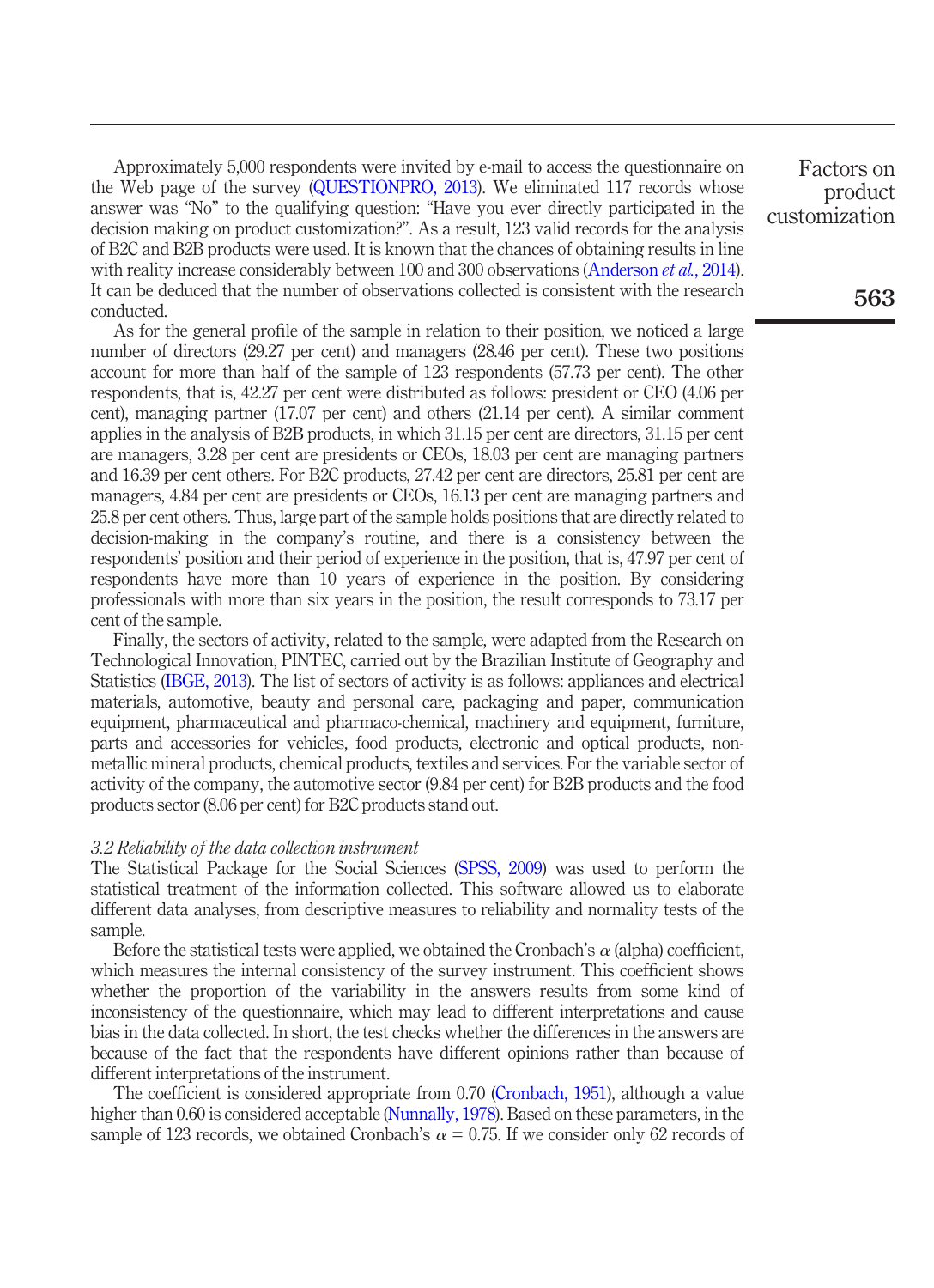Approximately 5,000 respondents were invited by e-mail to access the questionnaire on the Web page of the survey (QUESTIONPRO, 2013). We eliminated 117 records whose answer was "No" to the qualifying question: "Have you ever directly participated in the decision making on product customization?". As a result, 123 valid records for the analysis of B2C and B2B products were used. It is known that the chances of obtaining results in line with reality increase considerably between 100 and 300 observations (Anderson *et al.*, 2014). It can be deduced that the number of observations collected is consistent with the research conducted.

As for the general profile of the sample in relation to their position, we noticed a large number of directors (29.27 per cent) and managers (28.46 per cent). These two positions account for more than half of the sample of 123 respondents (57.73 per cent). The other respondents, that is, 42.27 per cent were distributed as follows: president or CEO (4.06 per cent), managing partner (17.07 per cent) and others (21.14 per cent). A similar comment applies in the analysis of B2B products, in which 31.15 per cent are directors, 31.15 per cent are managers, 3.28 per cent are presidents or CEOs, 18.03 per cent are managing partners and 16.39 per cent others. For B2C products, 27.42 per cent are directors, 25.81 per cent are managers, 4.84 per cent are presidents or CEOs, 16.13 per cent are managing partners and 25.8 per cent others. Thus, large part of the sample holds positions that are directly related to decision-making in the company's routine, and there is a consistency between the respondents' position and their period of experience in the position, that is, 47.97 per cent of respondents have more than 10 years of experience in the position. By considering professionals with more than six years in the position, the result corresponds to 73.17 per cent of the sample.

Finally, the sectors of activity, related to the sample, were adapted from the Research on Technological Innovation, PINTEC, carried out by the Brazilian Institute of Geography and Statistics (IBGE, 2013). The list of sectors of activity is as follows: appliances and electrical materials, automotive, beauty and personal care, packaging and paper, communication equipment, pharmaceutical and pharmaco-chemical, machinery and equipment, furniture, parts and accessories for vehicles, food products, electronic and optical products, non-metallic mineral products, chemical products, textiles and services. For the variable sector of activity of the company, the automotive sector (9.84 per cent) for B2B products and the food products sector (8.06 per cent) for B2C products stand out.

### *3.2 Reliability of the data collection instrument*

The Statistical Package for the Social Sciences (SPSS, 2009) was used to perform the statistical treatment of the information collected. This software allowed us to elaborate different data analyses, from descriptive measures to reliability and normality tests of the sample.

Before the statistical tests were applied, we obtained the Cronbach's $\alpha$ (alpha) coefficient, which measures the internal consistency of the survey instrument. This coefficient shows whether the proportion of the variability in the answers results from some kind of inconsistency of the questionnaire, which may lead to different interpretations and cause bias in the data collected. In short, the test checks whether the differences in the answers are because of the fact that the respondents have different opinions rather than because of different interpretations of the instrument.

The coefficient is considered appropriate from 0.70 (Cronbach, 1951), although a value higher than 0.60 is considered acceptable (Nunnally, 1978). Based on these parameters, in the sample of 123 records, we obtained Cronbach's $\alpha = 0.75$. If we consider only 62 records of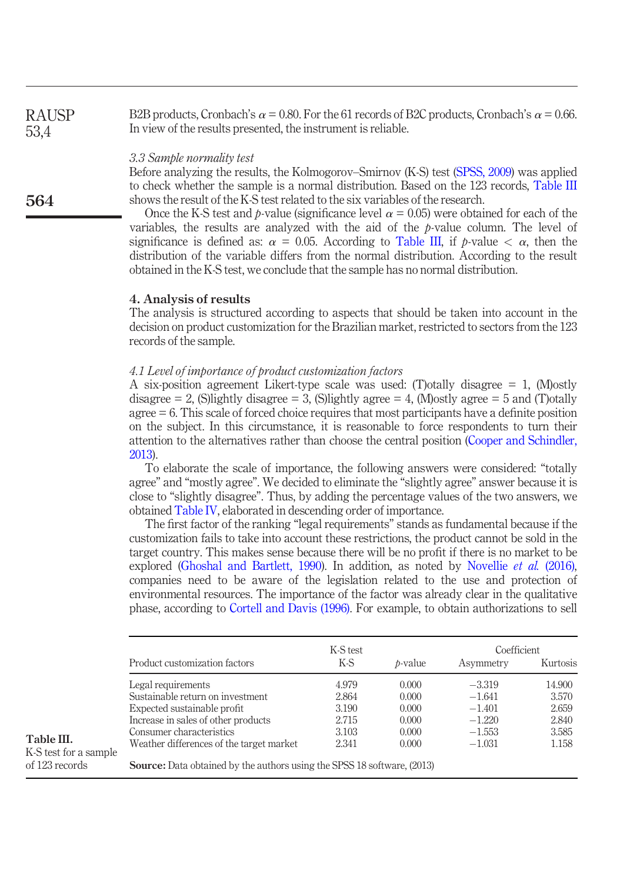B2B products, Cronbach's $\alpha$ = 0.80. For the 61 records of B2C products, Cronbach's $\alpha$ = 0.66. In view of the results presented, the instrument is reliable.

*3.3 Sample normality test*

Before analyzing the results, the Kolmogorov–Smirnov (K-S) test (SPSS, 2009) was applied to check whether the sample is a normal distribution. Based on the 123 records, Table III shows the result of the K-S test related to the six variables of the research.

Once the K-S test and *p*-value (significance level $\alpha$ = 0.05) were obtained for each of the variables, the results are analyzed with the aid of the *p*-value column. The level of significance is defined as: $\alpha$ = 0.05. According to Table III, if $p\text{-value} < \alpha$, then the distribution of the variable differs from the normal distribution. According to the result obtained in the K-S test, we conclude that the sample has no normal distribution.

## 4. Analysis of results

The analysis is structured according to aspects that should be taken into account in the decision on product customization for the Brazilian market, restricted to sectors from the 123 records of the sample.

*4.1 Level of importance of product customization factors*

A six-position agreement Likert-type scale was used: (T)otally disagree = 1, (M)ostly disagree = 2, (S)lightly disagree = 3, (S)lightly agree = 4, (M)ostly agree = 5 and (T)otally agree = 6. This scale of forced choice requires that most participants have a definite position on the subject. In this circumstance, it is reasonable to force respondents to turn their attention to the alternatives rather than choose the central position (Cooper and Schindler, 2013).

To elaborate the scale of importance, the following answers were considered: "totally agree" and "mostly agree". We decided to eliminate the "slightly agree" answer because it is close to "slightly disagree". Thus, by adding the percentage values of the two answers, we obtained Table IV, elaborated in descending order of importance.

The first factor of the ranking "legal requirements" stands as fundamental because if the customization fails to take into account these restrictions, the product cannot be sold in the target country. This makes sense because there will be no profit if there is no market to be explored (Ghoshal and Bartlett, 1990). In addition, as noted by Novellie *et al.* (2016), companies need to be aware of the legislation related to the use and protection of environmental resources. The importance of the factor was already clear in the qualitative phase, according to Cortell and Davis (1996). For example, to obtain authorizations to sell

| Product customization factors | K-S test K-S | *p*-value | Coefficient Asymmetry | Kurtosis |
|---|---|---|---|---|
| Legal requirements | 4.979 | 0.000 | −3.319 | 14.900 |
| Sustainable return on investment | 2.864 | 0.000 | −1.641 | 3.570 |
| Expected sustainable profit | 3.190 | 0.000 | −1.401 | 2.659 |
| Increase in sales of other products | 2.715 | 0.000 | −1.220 | 2.840 |
| Consumer characteristics | 3.103 | 0.000 | −1.553 | 3.585 |
| Weather differences of the target market | 2.341 | 0.000 | −1.031 | 1.158 |

**Source:** Data obtained by the authors using the SPSS 18 software, (2013)

**Table III.** K-S test for a sample of 123 records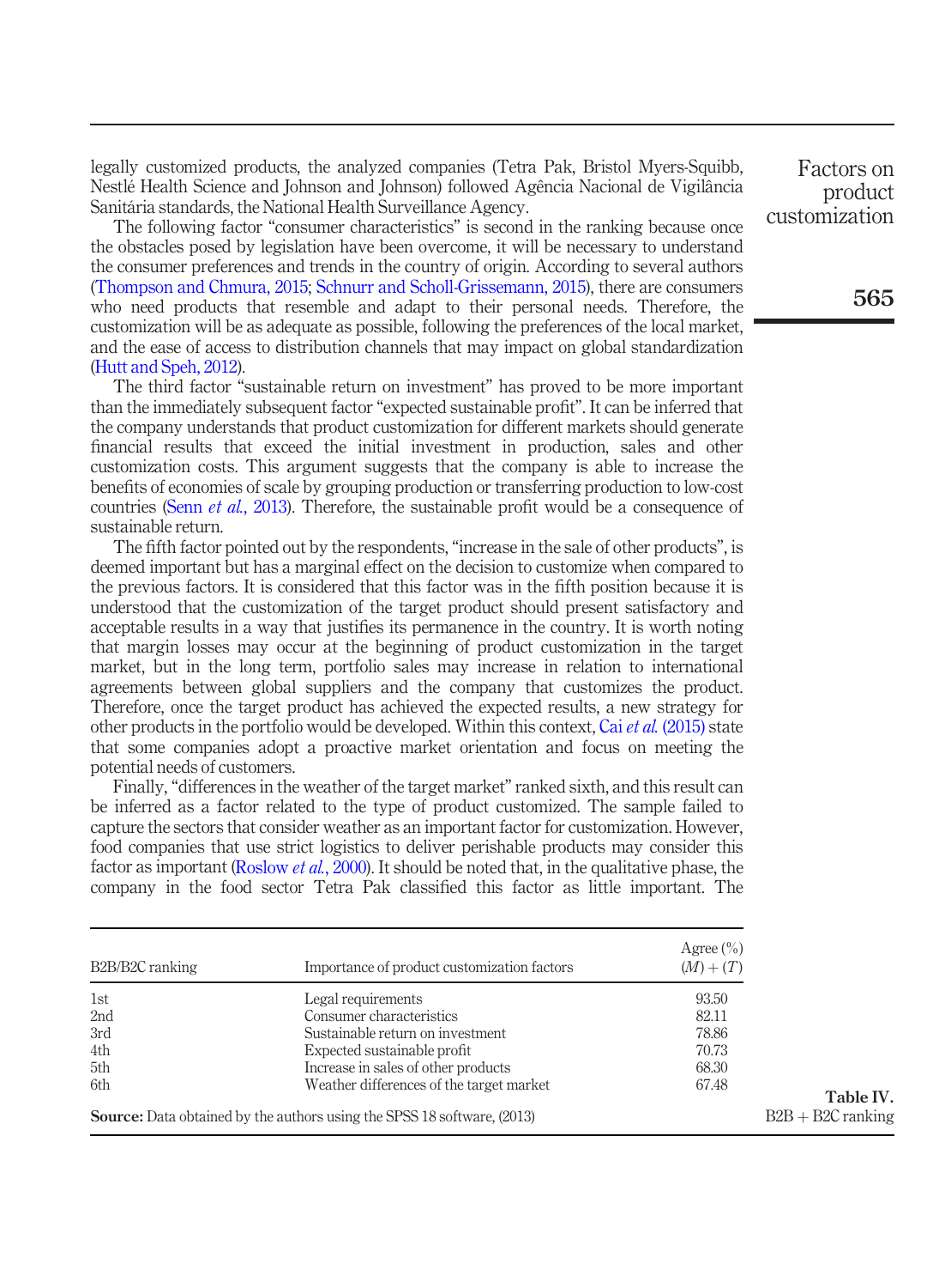legally customized products, the analyzed companies (Tetra Pak, Bristol Myers-Squibb, Nestlé Health Science and Johnson and Johnson) followed Agência Nacional de Vigilância Sanitária standards, the National Health Surveillance Agency.

The following factor "consumer characteristics" is second in the ranking because once the obstacles posed by legislation have been overcome, it will be necessary to understand the consumer preferences and trends in the country of origin. According to several authors (Thompson and Chmura, 2015; Schnurr and Scholl-Grissemann, 2015), there are consumers who need products that resemble and adapt to their personal needs. Therefore, the customization will be as adequate as possible, following the preferences of the local market, and the ease of access to distribution channels that may impact on global standardization (Hutt and Speh, 2012).

The third factor "sustainable return on investment" has proved to be more important than the immediately subsequent factor "expected sustainable profit". It can be inferred that the company understands that product customization for different markets should generate financial results that exceed the initial investment in production, sales and other customization costs. This argument suggests that the company is able to increase the benefits of economies of scale by grouping production or transferring production to low-cost countries (Senn *et al.*, 2013). Therefore, the sustainable profit would be a consequence of sustainable return.

The fifth factor pointed out by the respondents, "increase in the sale of other products", is deemed important but has a marginal effect on the decision to customize when compared to the previous factors. It is considered that this factor was in the fifth position because it is understood that the customization of the target product should present satisfactory and acceptable results in a way that justifies its permanence in the country. It is worth noting that margin losses may occur at the beginning of product customization in the target market, but in the long term, portfolio sales may increase in relation to international agreements between global suppliers and the company that customizes the product. Therefore, once the target product has achieved the expected results, a new strategy for other products in the portfolio would be developed. Within this context, Cai *et al.* (2015) state that some companies adopt a proactive market orientation and focus on meeting the potential needs of customers.

Finally, "differences in the weather of the target market" ranked sixth, and this result can be inferred as a factor related to the type of product customized. The sample failed to capture the sectors that consider weather as an important factor for customization. However, food companies that use strict logistics to deliver perishable products may consider this factor as important (Roslow *et al.*, 2000). It should be noted that, in the qualitative phase, the company in the food sector Tetra Pak classified this factor as little important. The

| B2B/B2C ranking | Importance of product customization factors | Agree (%) $(M)+(T)$ |
|---|---|---|
| 1st | Legal requirements | 93.50 |
| 2nd | Consumer characteristics | 82.11 |
| 3rd | Sustainable return on investment | 78.86 |
| 4th | Expected sustainable profit | 70.73 |
| 5th | Increase in sales of other products | 68.30 |
| 6th | Weather differences of the target market | 67.48 |

**Source:** Data obtained by the authors using the SPSS 18 software, (2013)

**Table IV.** B2B + B2C ranking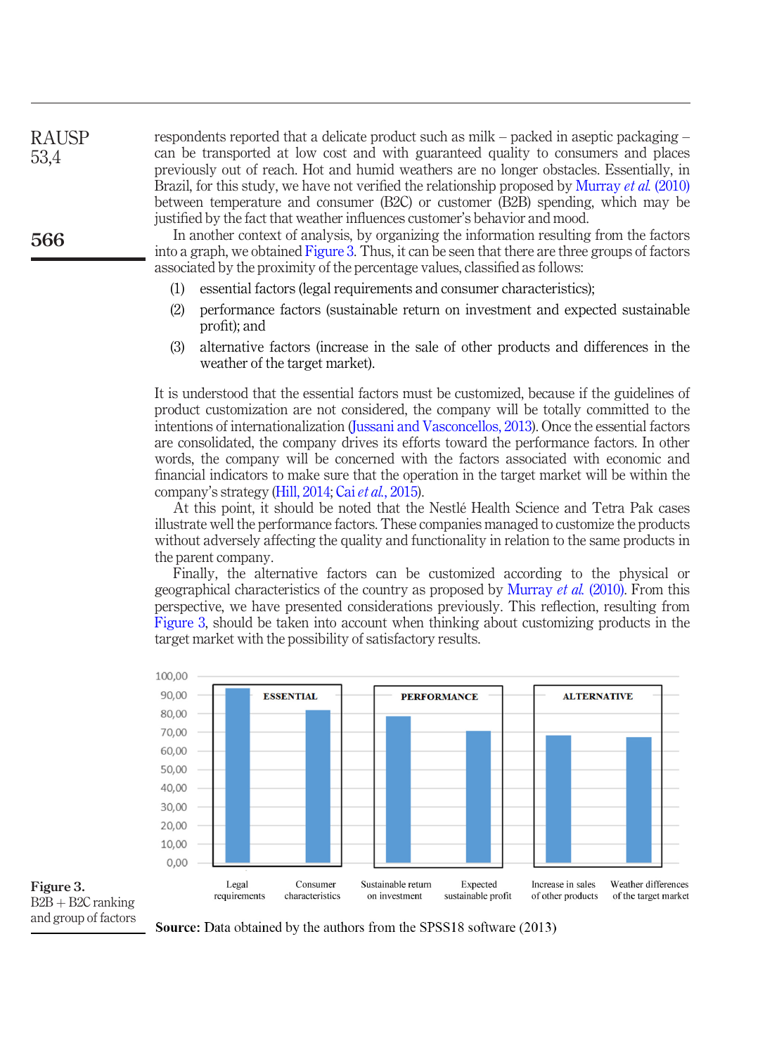respondents reported that a delicate product such as milk – packed in aseptic packaging – can be transported at low cost and with guaranteed quality to consumers and places previously out of reach. Hot and humid weathers are no longer obstacles. Essentially, in Brazil, for this study, we have not verified the relationship proposed by Murray *et al.* (2010) between temperature and consumer (B2C) or customer (B2B) spending, which may be justified by the fact that weather influences customer's behavior and mood.

In another context of analysis, by organizing the information resulting from the factors into a graph, we obtained Figure 3. Thus, it can be seen that there are three groups of factors associated by the proximity of the percentage values, classified as follows:

1. essential factors (legal requirements and consumer characteristics);
2. performance factors (sustainable return on investment and expected sustainable profit); and
3. alternative factors (increase in the sale of other products and differences in the weather of the target market).

It is understood that the essential factors must be customized, because if the guidelines of product customization are not considered, the company will be totally committed to the intentions of internationalization (Jussani and Vasconcellos, 2013). Once the essential factors are consolidated, the company drives its efforts toward the performance factors. In other words, the company will be concerned with the factors associated with economic and financial indicators to make sure that the operation in the target market will be within the company's strategy (Hill, 2014; Cai *et al.*, 2015).

At this point, it should be noted that the Nestlé Health Science and Tetra Pak cases illustrate well the performance factors. These companies managed to customize the products without adversely affecting the quality and functionality in relation to the same products in the parent company.

Finally, the alternative factors can be customized according to the physical or geographical characteristics of the country as proposed by Murray *et al.* (2010). From this perspective, we have presented considerations previously. This reflection, resulting from Figure 3, should be taken into account when thinking about customizing products in the target market with the possibility of satisfactory results.

| Group | Factor | Approx. value |
|---|---|---|
| ESSENTIAL | Legal requirements | ~93 |
| ESSENTIAL | Consumer characteristics | ~82 |
| PERFORMANCE | Sustainable return on investment | ~78 |
| PERFORMANCE | Expected sustainable profit | ~71 |
| ALTERNATIVE | Increase in sales of other products | ~68 |
| ALTERNATIVE | Weather differences of the target market | ~67 |

**Source:** Data obtained by the authors from the SPSS18 software (2013)

**Figure 3.** B2B + B2C ranking and group of factors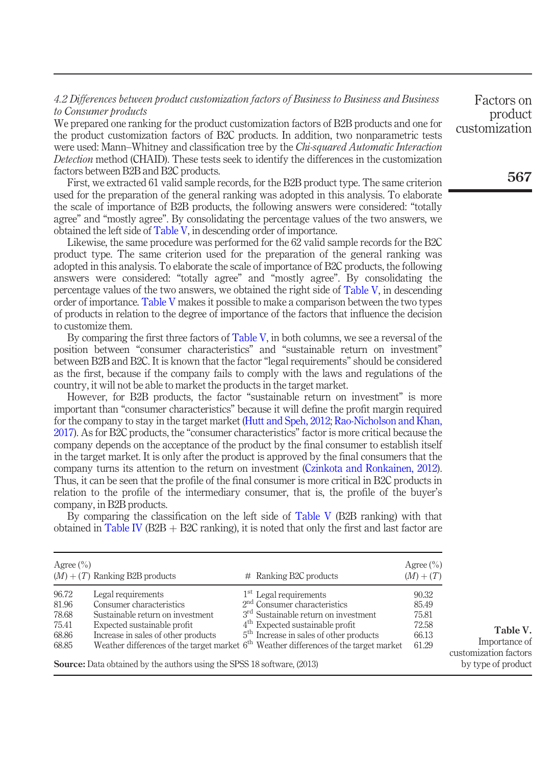### 4.2 Differences between product customization factors of Business to Business and Business to Consumer products

We prepared one ranking for the product customization factors of B2B products and one for the product customization factors of B2C products. In addition, two nonparametric tests were used: Mann–Whitney and classification tree by the *Chi-squared Automatic Interaction Detection* method (CHAID). These tests seek to identify the differences in the customization factors between B2B and B2C products.

First, we extracted 61 valid sample records, for the B2B product type. The same criterion used for the preparation of the general ranking was adopted in this analysis. To elaborate the scale of importance of B2B products, the following answers were considered: "totally agree" and "mostly agree". By consolidating the percentage values of the two answers, we obtained the left side of Table V, in descending order of importance.

Likewise, the same procedure was performed for the 62 valid sample records for the B2C product type. The same criterion used for the preparation of the general ranking was adopted in this analysis. To elaborate the scale of importance of B2C products, the following answers were considered: "totally agree" and "mostly agree". By consolidating the percentage values of the two answers, we obtained the right side of Table V, in descending order of importance. Table V makes it possible to make a comparison between the two types of products in relation to the degree of importance of the factors that influence the decision to customize them.

By comparing the first three factors of Table V, in both columns, we see a reversal of the position between "consumer characteristics" and "sustainable return on investment" between B2B and B2C. It is known that the factor "legal requirements" should be considered as the first, because if the company fails to comply with the laws and regulations of the country, it will not be able to market the products in the target market.

However, for B2B products, the factor "sustainable return on investment" is more important than "consumer characteristics" because it will define the profit margin required for the company to stay in the target market (Hutt and Speh, 2012; Rao-Nicholson and Khan, 2017). As for B2C products, the "consumer characteristics" factor is more critical because the company depends on the acceptance of the product by the final consumer to establish itself in the target market. It is only after the product is approved by the final consumers that the company turns its attention to the return on investment (Czinkota and Ronkainen, 2012). Thus, it can be seen that the profile of the final consumer is more critical in B2C products in relation to the profile of the intermediary consumer, that is, the profile of the buyer's company, in B2B products.

By comparing the classification on the left side of Table V (B2B ranking) with that obtained in Table IV (B2B + B2C ranking), it is noted that only the first and last factor are

| Agree (%) $(M)+(T)$ | Ranking B2B products | # | Ranking B2C products | Agree (%) $(M)+(T)$ |
|---|---|---|---|---|
| 96.72 | Legal requirements | 1st | Legal requirements | 90.32 |
| 81.96 | Consumer characteristics | 2nd | Consumer characteristics | 85.49 |
| 78.68 | Sustainable return on investment | 3rd | Sustainable return on investment | 75.81 |
| 75.41 | Expected sustainable profit | 4th | Expected sustainable profit | 72.58 |
| 68.86 | Increase in sales of other products | 5th | Increase in sales of other products | 66.13 |
| 68.85 | Weather differences of the target market | 6th | Weather differences of the target market | 61.29 |

**Source:** Data obtained by the authors using the SPSS 18 software, (2013)

**Table V.** Importance of customization factors by type of product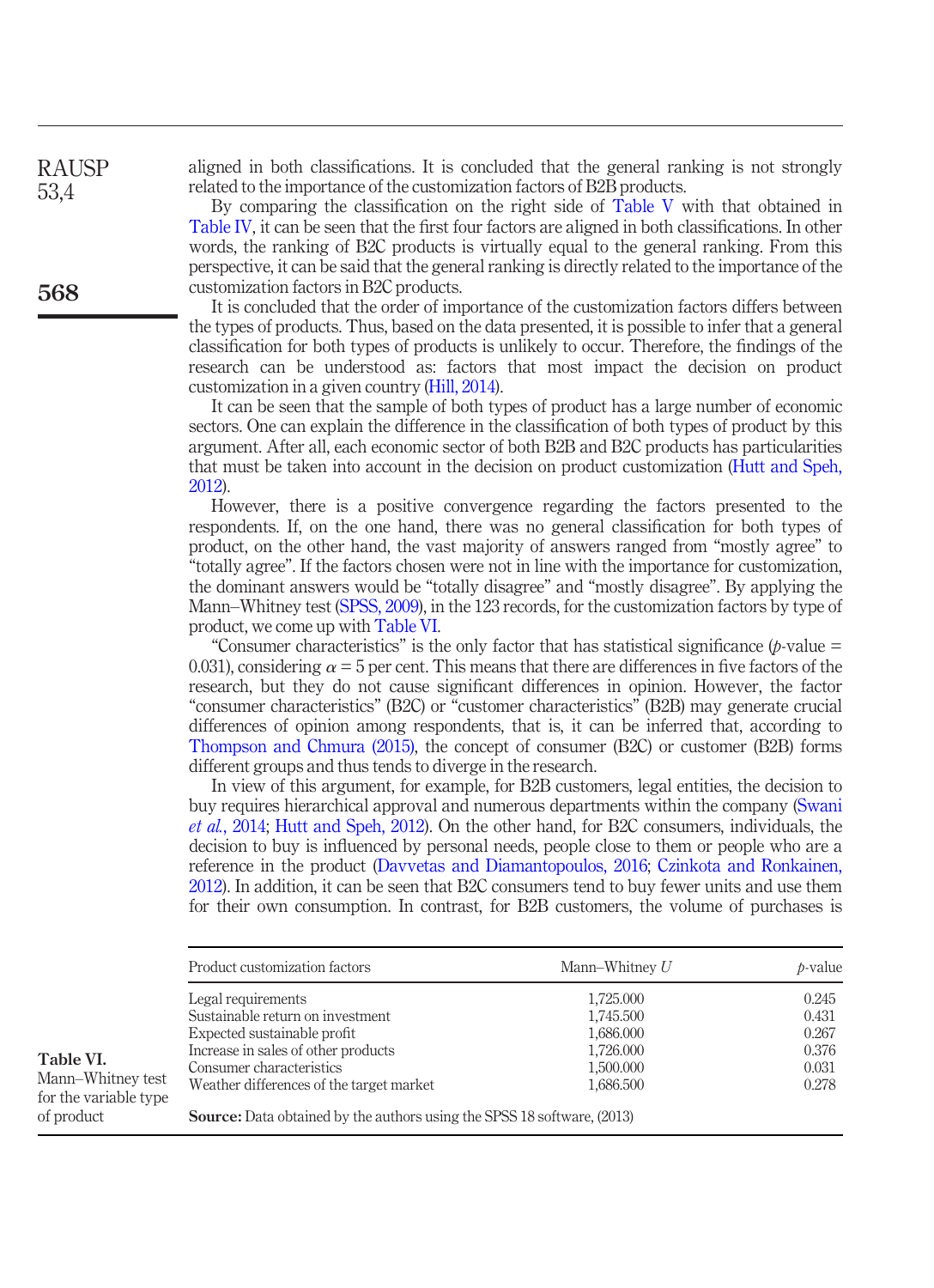aligned in both classifications. It is concluded that the general ranking is not strongly related to the importance of the customization factors of B2B products.

By comparing the classification on the right side of Table V with that obtained in Table IV, it can be seen that the first four factors are aligned in both classifications. In other words, the ranking of B2C products is virtually equal to the general ranking. From this perspective, it can be said that the general ranking is directly related to the importance of the customization factors in B2C products.

It is concluded that the order of importance of the customization factors differs between the types of products. Thus, based on the data presented, it is possible to infer that a general classification for both types of products is unlikely to occur. Therefore, the findings of the research can be understood as: factors that most impact the decision on product customization in a given country (Hill, 2014).

It can be seen that the sample of both types of product has a large number of economic sectors. One can explain the difference in the classification of both types of product by this argument. After all, each economic sector of both B2B and B2C products has particularities that must be taken into account in the decision on product customization (Hutt and Speh, 2012).

However, there is a positive convergence regarding the factors presented to the respondents. If, on the one hand, there was no general classification for both types of product, on the other hand, the vast majority of answers ranged from "mostly agree" to "totally agree". If the factors chosen were not in line with the importance for customization, the dominant answers would be "totally disagree" and "mostly disagree". By applying the Mann–Whitney test (SPSS, 2009), in the 123 records, for the customization factors by type of product, we come up with Table VI.

"Consumer characteristics" is the only factor that has statistical significance ($p$-value = 0.031), considering $\alpha = 5$ per cent. This means that there are differences in five factors of the research, but they do not cause significant differences in opinion. However, the factor "consumer characteristics" (B2C) or "customer characteristics" (B2B) may generate crucial differences of opinion among respondents, that is, it can be inferred that, according to Thompson and Chmura (2015), the concept of consumer (B2C) or customer (B2B) forms different groups and thus tends to diverge in the research.

In view of this argument, for example, for B2B customers, legal entities, the decision to buy requires hierarchical approval and numerous departments within the company (Swani *et al.*, 2014; Hutt and Speh, 2012). On the other hand, for B2C consumers, individuals, the decision to buy is influenced by personal needs, people close to them or people who are a reference in the product (Davvetas and Diamantopoulos, 2016; Czinkota and Ronkainen, 2012). In addition, it can be seen that B2C consumers tend to buy fewer units and use them for their own consumption. In contrast, for B2B customers, the volume of purchases is

**Table VI.** Mann–Whitney test for the variable type of product

| Product customization factors | Mann–Whitney $U$ | $p$-value |
|---|---|---|
| Legal requirements | 1,725.000 | 0.245 |
| Sustainable return on investment | 1,745.500 | 0.431 |
| Expected sustainable profit | 1,686.000 | 0.267 |
| Increase in sales of other products | 1,726.000 | 0.376 |
| Consumer characteristics | 1,500.000 | 0.031 |
| Weather differences of the target market | 1,686.500 | 0.278 |

**Source:** Data obtained by the authors using the SPSS 18 software, (2013)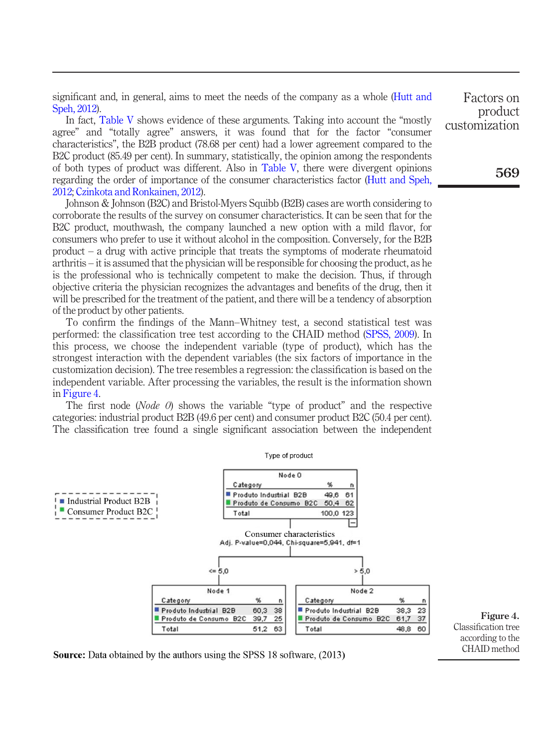significant and, in general, aims to meet the needs of the company as a whole (Hutt and Speh, 2012).

In fact, Table V shows evidence of these arguments. Taking into account the "mostly agree" and "totally agree" answers, it was found that for the factor "consumer characteristics", the B2B product (78.68 per cent) had a lower agreement compared to the B2C product (85.49 per cent). In summary, statistically, the opinion among the respondents of both types of product was different. Also in Table V, there were divergent opinions regarding the order of importance of the consumer characteristics factor (Hutt and Speh, 2012; Czinkota and Ronkainen, 2012).

Johnson & Johnson (B2C) and Bristol-Myers Squibb (B2B) cases are worth considering to corroborate the results of the survey on consumer characteristics. It can be seen that for the B2C product, mouthwash, the company launched a new option with a mild flavor, for consumers who prefer to use it without alcohol in the composition. Conversely, for the B2B product – a drug with active principle that treats the symptoms of moderate rheumatoid arthritis – it is assumed that the physician will be responsible for choosing the product, as he is the professional who is technically competent to make the decision. Thus, if through objective criteria the physician recognizes the advantages and benefits of the drug, then it will be prescribed for the treatment of the patient, and there will be a tendency of absorption of the product by other patients.

To confirm the findings of the Mann–Whitney test, a second statistical test was performed: the classification tree test according to the CHAID method (SPSS, 2009). In this process, we choose the independent variable (type of product), which has the strongest interaction with the dependent variables (the six factors of importance in the customization decision). The tree resembles a regression: the classification is based on the independent variable. After processing the variables, the result is the information shown in Figure 4.

The first node (*Node 0*) shows the variable "type of product" and the respective categories: industrial product B2B (49.6 per cent) and consumer product B2C (50.4 per cent). The classification tree found a single significant association between the independent

Type of product

Legend: ■ Industrial Product B2B; ■ Consumer Product B2C

**Node 0**

| Category | % | n |
|---|---|---|
| Produto Industrial B2B | 49,6 | 61 |
| Produto de Consumo B2C | 50,4 | 62 |
| Total | 100,0 | 123 |

Consumer characteristics
Adj. P-value=0,044, Chi-square=5,941, df=1

**Node 1** (<= 5,0)

| Category | % | n |
|---|---|---|
| Produto Industrial B2B | 60,3 | 38 |
| Produto de Consumo B2C | 39,7 | 25 |
| Total | 51,2 | 63 |

**Node 2** (> 5,0)

| Category | % | n |
|---|---|---|
| Produto Industrial B2B | 38,3 | 23 |
| Produto de Consumo B2C | 61,7 | 37 |
| Total | 48,8 | 60 |

**Source:** Data obtained by the authors using the SPSS 18 software, (2013)

**Figure 4.** Classification tree according to the CHAID method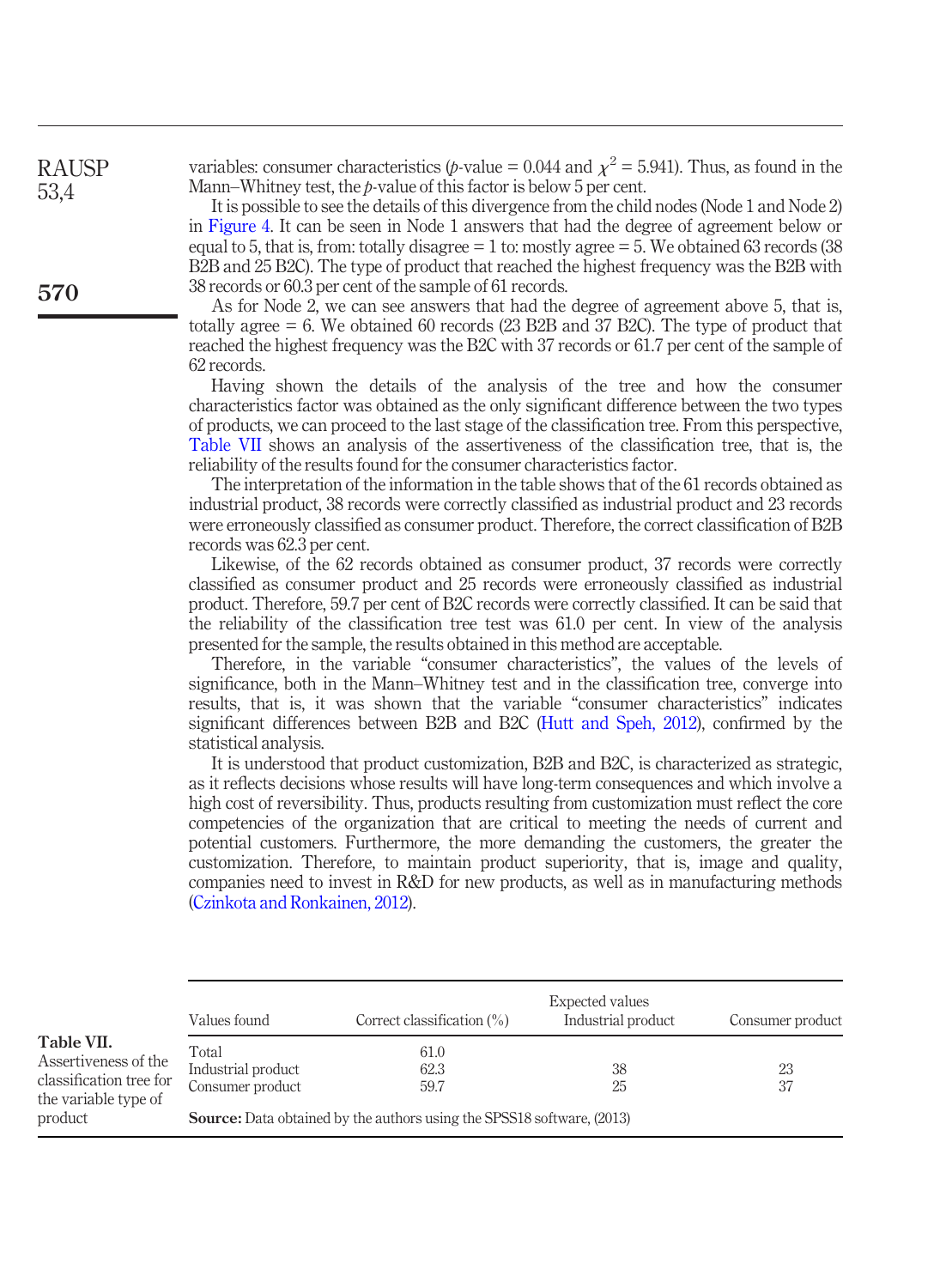variables: consumer characteristics ($p$-value = 0.044 and $\chi^2$ = 5.941). Thus, as found in the Mann–Whitney test, the $p$-value of this factor is below 5 per cent.

It is possible to see the details of this divergence from the child nodes (Node 1 and Node 2) in Figure 4. It can be seen in Node 1 answers that had the degree of agreement below or equal to 5, that is, from: totally disagree = 1 to: mostly agree = 5. We obtained 63 records (38 B2B and 25 B2C). The type of product that reached the highest frequency was the B2B with 38 records or 60.3 per cent of the sample of 61 records.

As for Node 2, we can see answers that had the degree of agreement above 5, that is, totally agree = 6. We obtained 60 records (23 B2B and 37 B2C). The type of product that reached the highest frequency was the B2C with 37 records or 61.7 per cent of the sample of 62 records.

Having shown the details of the analysis of the tree and how the consumer characteristics factor was obtained as the only significant difference between the two types of products, we can proceed to the last stage of the classification tree. From this perspective, Table VII shows an analysis of the assertiveness of the classification tree, that is, the reliability of the results found for the consumer characteristics factor.

The interpretation of the information in the table shows that of the 61 records obtained as industrial product, 38 records were correctly classified as industrial product and 23 records were erroneously classified as consumer product. Therefore, the correct classification of B2B records was 62.3 per cent.

Likewise, of the 62 records obtained as consumer product, 37 records were correctly classified as consumer product and 25 records were erroneously classified as industrial product. Therefore, 59.7 per cent of B2C records were correctly classified. It can be said that the reliability of the classification tree test was 61.0 per cent. In view of the analysis presented for the sample, the results obtained in this method are acceptable.

Therefore, in the variable "consumer characteristics", the values of the levels of significance, both in the Mann–Whitney test and in the classification tree, converge into results, that is, it was shown that the variable "consumer characteristics" indicates significant differences between B2B and B2C (Hutt and Speh, 2012), confirmed by the statistical analysis.

It is understood that product customization, B2B and B2C, is characterized as strategic, as it reflects decisions whose results will have long-term consequences and which involve a high cost of reversibility. Thus, products resulting from customization must reflect the core competencies of the organization that are critical to meeting the needs of current and potential customers. Furthermore, the more demanding the customers, the greater the customization. Therefore, to maintain product superiority, that is, image and quality, companies need to invest in R&D for new products, as well as in manufacturing methods (Czinkota and Ronkainen, 2012).

**Table VII.** Assertiveness of the classification tree for the variable type of product

| Values found | Correct classification (%) | Expected values Industrial product | Consumer product |
|---|---|---|---|
| Total | 61.0 | | |
| Industrial product | 62.3 | 38 | 23 |
| Consumer product | 59.7 | 25 | 37 |

**Source:** Data obtained by the authors using the SPSS18 software, (2013)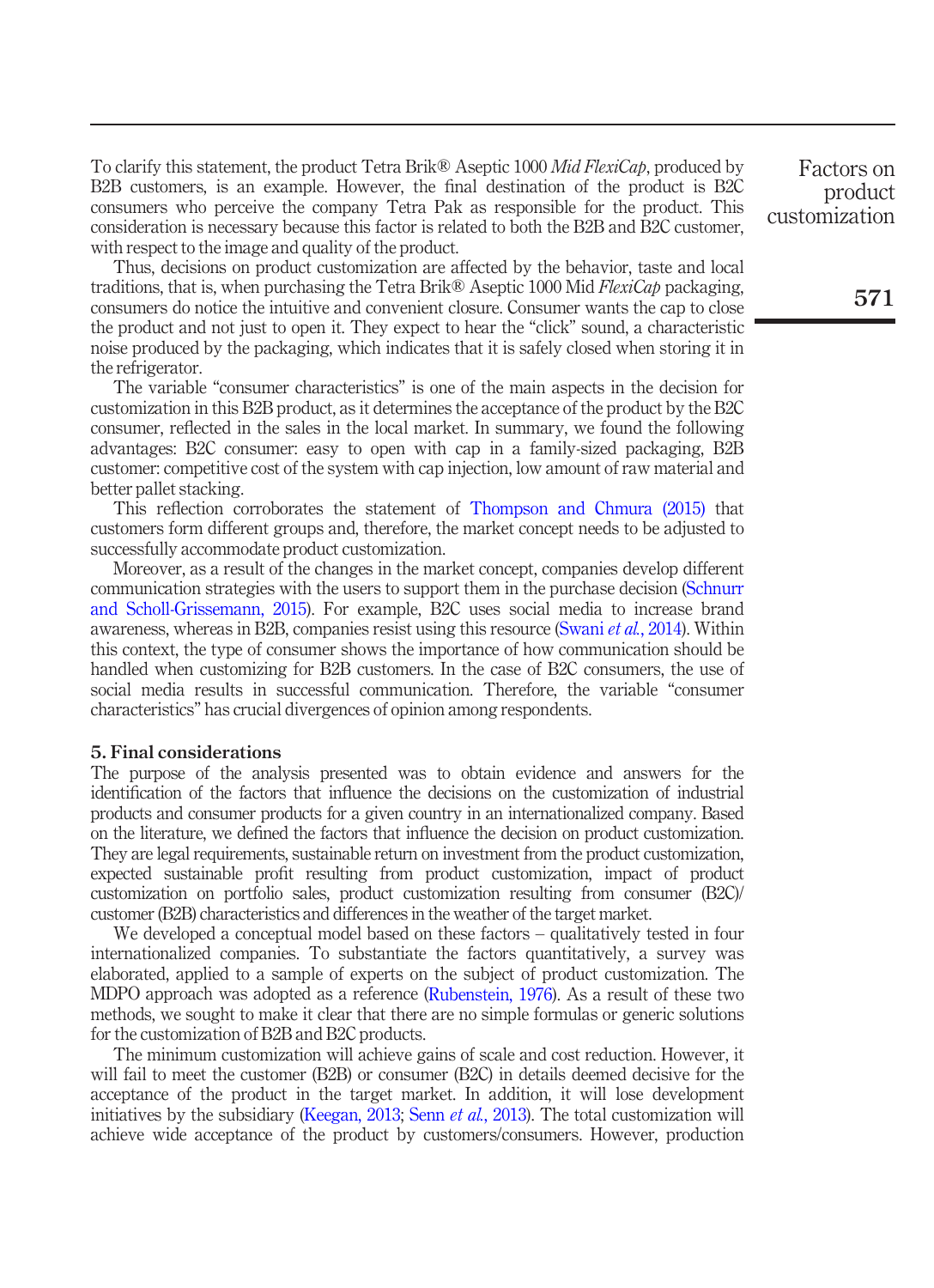To clarify this statement, the product Tetra Brik® Aseptic 1000 *Mid FlexiCap*, produced by B2B customers, is an example. However, the final destination of the product is B2C consumers who perceive the company Tetra Pak as responsible for the product. This consideration is necessary because this factor is related to both the B2B and B2C customer, with respect to the image and quality of the product.

Thus, decisions on product customization are affected by the behavior, taste and local traditions, that is, when purchasing the Tetra Brik® Aseptic 1000 Mid *FlexiCap* packaging, consumers do notice the intuitive and convenient closure. Consumer wants the cap to close the product and not just to open it. They expect to hear the "click" sound, a characteristic noise produced by the packaging, which indicates that it is safely closed when storing it in the refrigerator.

The variable "consumer characteristics" is one of the main aspects in the decision for customization in this B2B product, as it determines the acceptance of the product by the B2C consumer, reflected in the sales in the local market. In summary, we found the following advantages: B2C consumer: easy to open with cap in a family-sized packaging, B2B customer: competitive cost of the system with cap injection, low amount of raw material and better pallet stacking.

This reflection corroborates the statement of Thompson and Chmura (2015) that customers form different groups and, therefore, the market concept needs to be adjusted to successfully accommodate product customization.

Moreover, as a result of the changes in the market concept, companies develop different communication strategies with the users to support them in the purchase decision (Schnurr and Scholl-Grissemann, 2015). For example, B2C uses social media to increase brand awareness, whereas in B2B, companies resist using this resource (Swani *et al.*, 2014). Within this context, the type of consumer shows the importance of how communication should be handled when customizing for B2B customers. In the case of B2C consumers, the use of social media results in successful communication. Therefore, the variable "consumer characteristics" has crucial divergences of opinion among respondents.

## 5. Final considerations

The purpose of the analysis presented was to obtain evidence and answers for the identification of the factors that influence the decisions on the customization of industrial products and consumer products for a given country in an internationalized company. Based on the literature, we defined the factors that influence the decision on product customization. They are legal requirements, sustainable return on investment from the product customization, expected sustainable profit resulting from product customization, impact of product customization on portfolio sales, product customization resulting from consumer (B2C)/customer (B2B) characteristics and differences in the weather of the target market.

We developed a conceptual model based on these factors – qualitatively tested in four internationalized companies. To substantiate the factors quantitatively, a survey was elaborated, applied to a sample of experts on the subject of product customization. The MDPO approach was adopted as a reference (Rubenstein, 1976). As a result of these two methods, we sought to make it clear that there are no simple formulas or generic solutions for the customization of B2B and B2C products.

The minimum customization will achieve gains of scale and cost reduction. However, it will fail to meet the customer (B2B) or consumer (B2C) in details deemed decisive for the acceptance of the product in the target market. In addition, it will lose development initiatives by the subsidiary (Keegan, 2013; Senn *et al.*, 2013). The total customization will achieve wide acceptance of the product by customers/consumers. However, production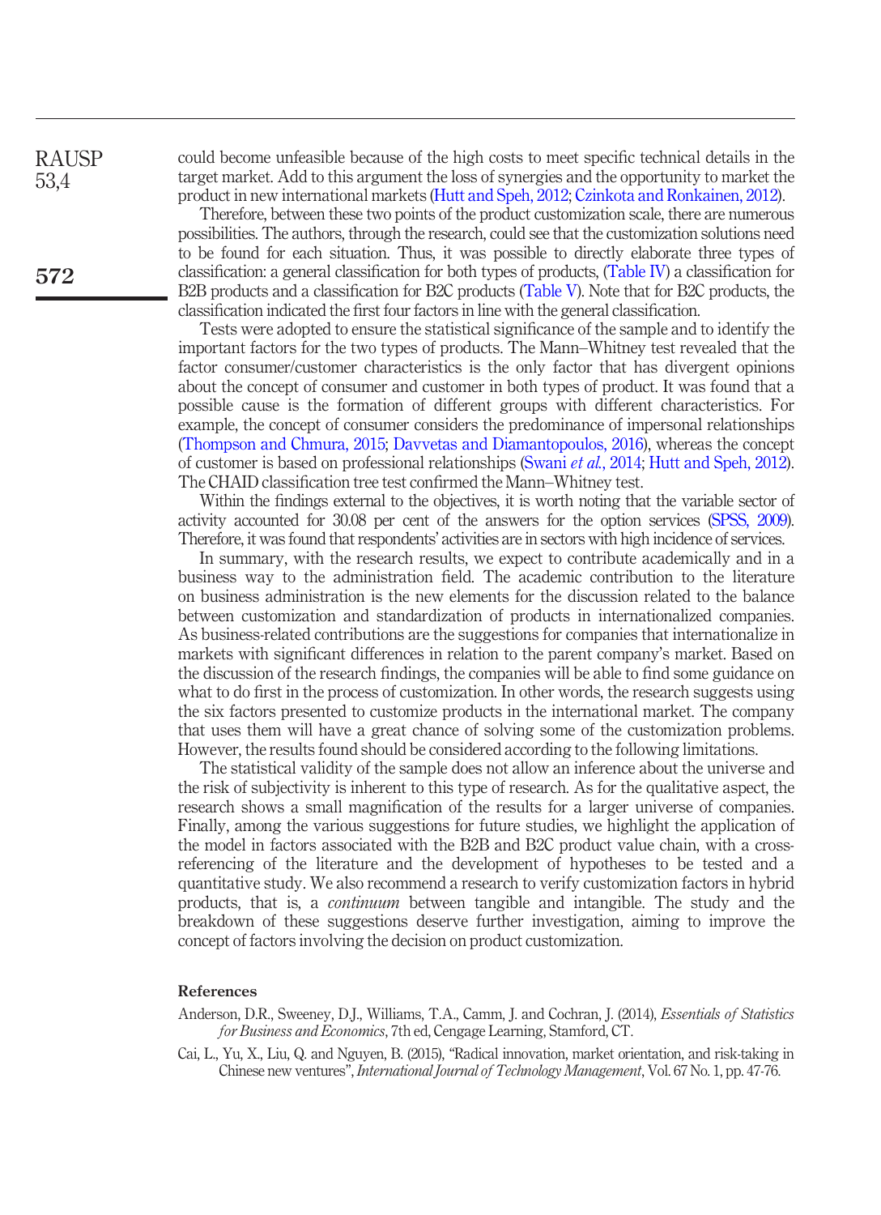could become unfeasible because of the high costs to meet specific technical details in the target market. Add to this argument the loss of synergies and the opportunity to market the product in new international markets (Hutt and Speh, 2012; Czinkota and Ronkainen, 2012).

Therefore, between these two points of the product customization scale, there are numerous possibilities. The authors, through the research, could see that the customization solutions need to be found for each situation. Thus, it was possible to directly elaborate three types of classification: a general classification for both types of products, (Table IV) a classification for B2B products and a classification for B2C products (Table V). Note that for B2C products, the classification indicated the first four factors in line with the general classification.

Tests were adopted to ensure the statistical significance of the sample and to identify the important factors for the two types of products. The Mann–Whitney test revealed that the factor consumer/customer characteristics is the only factor that has divergent opinions about the concept of consumer and customer in both types of product. It was found that a possible cause is the formation of different groups with different characteristics. For example, the concept of consumer considers the predominance of impersonal relationships (Thompson and Chmura, 2015; Davvetas and Diamantopoulos, 2016), whereas the concept of customer is based on professional relationships (Swani *et al.*, 2014; Hutt and Speh, 2012). The CHAID classification tree test confirmed the Mann–Whitney test.

Within the findings external to the objectives, it is worth noting that the variable sector of activity accounted for 30.08 per cent of the answers for the option services (SPSS, 2009). Therefore, it was found that respondents' activities are in sectors with high incidence of services.

In summary, with the research results, we expect to contribute academically and in a business way to the administration field. The academic contribution to the literature on business administration is the new elements for the discussion related to the balance between customization and standardization of products in internationalized companies. As business-related contributions are the suggestions for companies that internationalize in markets with significant differences in relation to the parent company's market. Based on the discussion of the research findings, the companies will be able to find some guidance on what to do first in the process of customization. In other words, the research suggests using the six factors presented to customize products in the international market. The company that uses them will have a great chance of solving some of the customization problems. However, the results found should be considered according to the following limitations.

The statistical validity of the sample does not allow an inference about the universe and the risk of subjectivity is inherent to this type of research. As for the qualitative aspect, the research shows a small magnification of the results for a larger universe of companies. Finally, among the various suggestions for future studies, we highlight the application of the model in factors associated with the B2B and B2C product value chain, with a cross-referencing of the literature and the development of hypotheses to be tested and a quantitative study. We also recommend a research to verify customization factors in hybrid products, that is, a *continuum* between tangible and intangible. The study and the breakdown of these suggestions deserve further investigation, aiming to improve the concept of factors involving the decision on product customization.

## References

Anderson, D.R., Sweeney, D.J., Williams, T.A., Camm, J. and Cochran, J. (2014), *Essentials of Statistics for Business and Economics*, 7th ed, Cengage Learning, Stamford, CT.

Cai, L., Yu, X., Liu, Q. and Nguyen, B. (2015), "Radical innovation, market orientation, and risk-taking in Chinese new ventures", *International Journal of Technology Management*, Vol. 67 No. 1, pp. 47-76.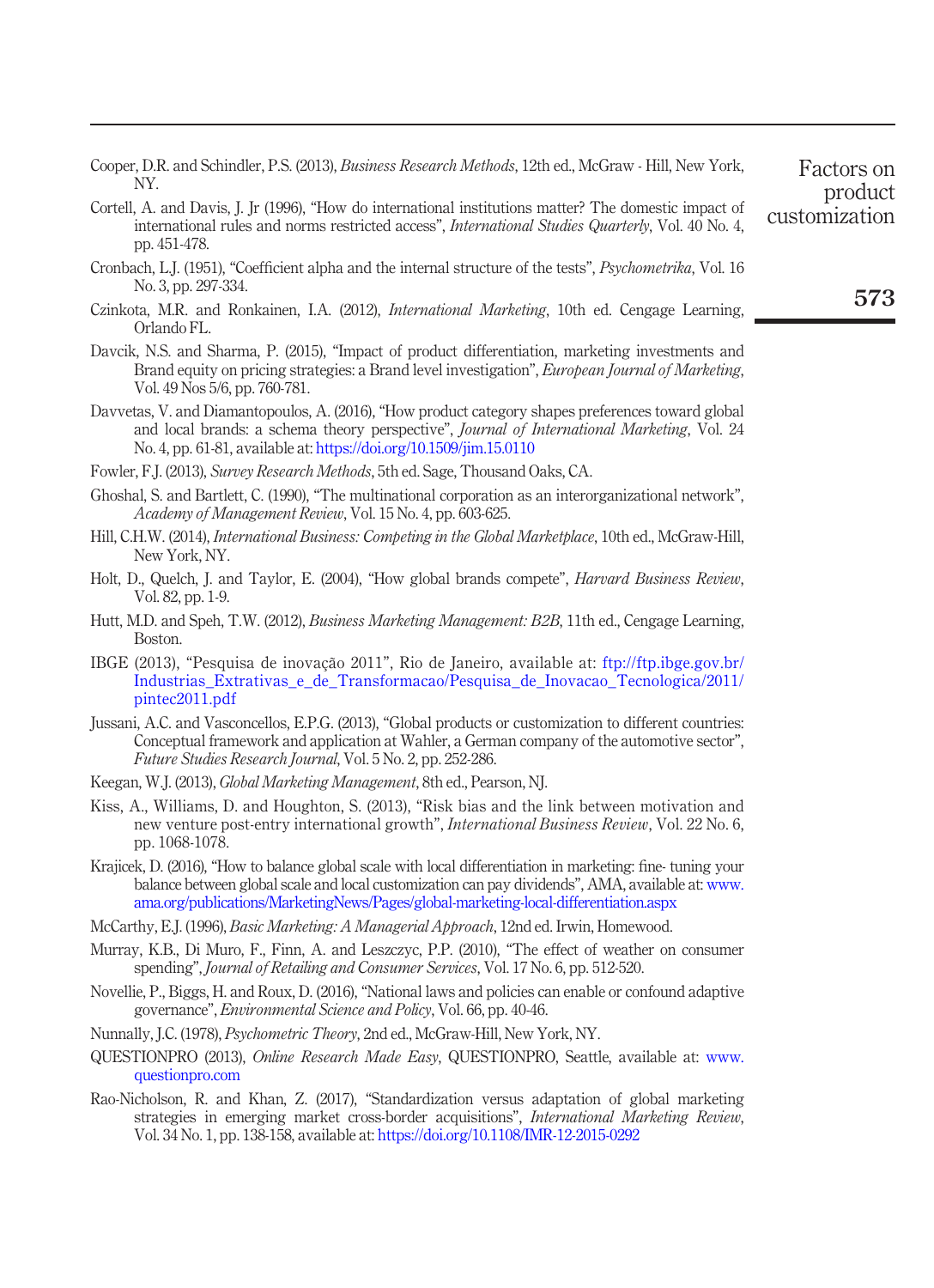Cooper, D.R. and Schindler, P.S. (2013), *Business Research Methods*, 12th ed., McGraw - Hill, New York, NY.

Cortell, A. and Davis, J. Jr (1996), "How do international institutions matter? The domestic impact of international rules and norms restricted access", *International Studies Quarterly*, Vol. 40 No. 4, pp. 451-478.

Cronbach, L.J. (1951), "Coefficient alpha and the internal structure of the tests", *Psychometrika*, Vol. 16 No. 3, pp. 297-334.

Czinkota, M.R. and Ronkainen, I.A. (2012), *International Marketing*, 10th ed. Cengage Learning, Orlando FL.

Davcik, N.S. and Sharma, P. (2015), "Impact of product differentiation, marketing investments and Brand equity on pricing strategies: a Brand level investigation", *European Journal of Marketing*, Vol. 49 Nos 5/6, pp. 760-781.

Davvetas, V. and Diamantopoulos, A. (2016), "How product category shapes preferences toward global and local brands: a schema theory perspective", *Journal of International Marketing*, Vol. 24 No. 4, pp. 61-81, available at: https://doi.org/10.1509/jim.15.0110

Fowler, F.J. (2013), *Survey Research Methods*, 5th ed. Sage, Thousand Oaks, CA.

Ghoshal, S. and Bartlett, C. (1990), "The multinational corporation as an interorganizational network", *Academy of Management Review*, Vol. 15 No. 4, pp. 603-625.

Hill, C.H.W. (2014), *International Business: Competing in the Global Marketplace*, 10th ed., McGraw-Hill, New York, NY.

Holt, D., Quelch, J. and Taylor, E. (2004), "How global brands compete", *Harvard Business Review*, Vol. 82, pp. 1-9.

Hutt, M.D. and Speh, T.W. (2012), *Business Marketing Management: B2B*, 11th ed., Cengage Learning, Boston.

IBGE (2013), "Pesquisa de inovação 2011", Rio de Janeiro, available at: ftp://ftp.ibge.gov.br/Industrias_Extrativas_e_de_Transformacao/Pesquisa_de_Inovacao_Tecnologica/2011/pintec2011.pdf

Jussani, A.C. and Vasconcellos, E.P.G. (2013), "Global products or customization to different countries: Conceptual framework and application at Wahler, a German company of the automotive sector", *Future Studies Research Journal*, Vol. 5 No. 2, pp. 252-286.

Keegan, W.J. (2013), *Global Marketing Management*, 8th ed., Pearson, NJ.

Kiss, A., Williams, D. and Houghton, S. (2013), "Risk bias and the link between motivation and new venture post-entry international growth", *International Business Review*, Vol. 22 No. 6, pp. 1068-1078.

Krajicek, D. (2016), "How to balance global scale with local differentiation in marketing: fine- tuning your balance between global scale and local customization can pay dividends", AMA, available at: www.ama.org/publications/MarketingNews/Pages/global-marketing-local-differentiation.aspx

McCarthy, E.J. (1996), *Basic Marketing: A Managerial Approach*, 12nd ed. Irwin, Homewood.

Murray, K.B., Di Muro, F., Finn, A. and Leszczyc, P.P. (2010), "The effect of weather on consumer spending", *Journal of Retailing and Consumer Services*, Vol. 17 No. 6, pp. 512-520.

Novellie, P., Biggs, H. and Roux, D. (2016), "National laws and policies can enable or confound adaptive governance", *Environmental Science and Policy*, Vol. 66, pp. 40-46.

Nunnally, J.C. (1978), *Psychometric Theory*, 2nd ed., McGraw-Hill, New York, NY.

QUESTIONPRO (2013), *Online Research Made Easy*, QUESTIONPRO, Seattle, available at: www.questionpro.com

Rao-Nicholson, R. and Khan, Z. (2017), "Standardization versus adaptation of global marketing strategies in emerging market cross-border acquisitions", *International Marketing Review*, Vol. 34 No. 1, pp. 138-158, available at: https://doi.org/10.1108/IMR-12-2015-0292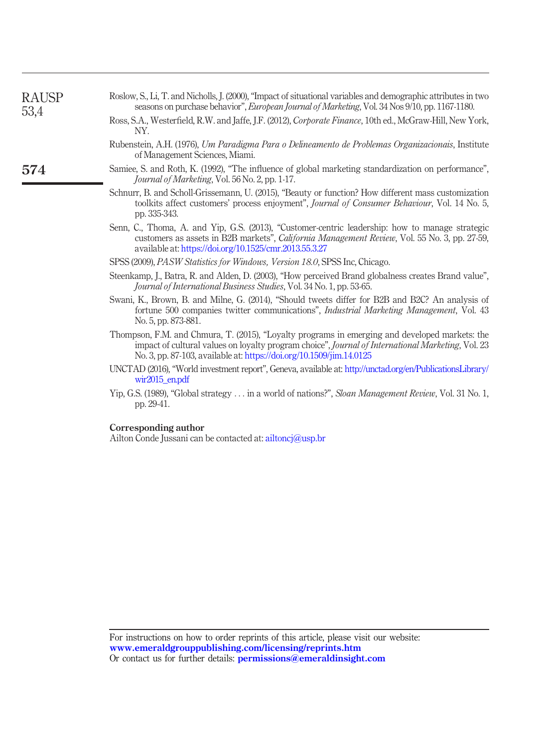Roslow, S., Li, T. and Nicholls, J. (2000), "Impact of situational variables and demographic attributes in two seasons on purchase behavior", *European Journal of Marketing*, Vol. 34 Nos 9/10, pp. 1167-1180.

Ross, S.A., Westerfield, R.W. and Jaffe, J.F. (2012), *Corporate Finance*, 10th ed., McGraw-Hill, New York, NY.

Rubenstein, A.H. (1976), *Um Paradigma Para o Delineamento de Problemas Organizacionais*, Institute of Management Sciences, Miami.

Samiee, S. and Roth, K. (1992), "The influence of global marketing standardization on performance", *Journal of Marketing*, Vol. 56 No. 2, pp. 1-17.

Schnurr, B. and Scholl-Grissemann, U. (2015), "Beauty or function? How different mass customization toolkits affect customers' process enjoyment", *Journal of Consumer Behaviour*, Vol. 14 No. 5, pp. 335-343.

Senn, C., Thoma, A. and Yip, G.S. (2013), "Customer-centric leadership: how to manage strategic customers as assets in B2B markets", *California Management Review*, Vol. 55 No. 3, pp. 27-59, available at: https://doi.org/10.1525/cmr.2013.55.3.27

SPSS (2009), *PASW Statistics for Windows, Version 18.0*, SPSS Inc, Chicago.

Steenkamp, J., Batra, R. and Alden, D. (2003), "How perceived Brand globalness creates Brand value", *Journal of International Business Studies*, Vol. 34 No. 1, pp. 53-65.

Swani, K., Brown, B. and Milne, G. (2014), "Should tweets differ for B2B and B2C? An analysis of fortune 500 companies twitter communications", *Industrial Marketing Management*, Vol. 43 No. 5, pp. 873-881.

Thompson, F.M. and Chmura, T. (2015), "Loyalty programs in emerging and developed markets: the impact of cultural values on loyalty program choice", *Journal of International Marketing*, Vol. 23 No. 3, pp. 87-103, available at: https://doi.org/10.1509/jim.14.0125

UNCTAD (2016), "World investment report", Geneva, available at: http://unctad.org/en/PublicationsLibrary/wir2015_en.pdf

Yip, G.S. (1989), "Global strategy . . . in a world of nations?", *Sloan Management Review*, Vol. 31 No. 1, pp. 29-41.

**Corresponding author**

Ailton Conde Jussani can be contacted at: ailtoncj@usp.br

For instructions on how to order reprints of this article, please visit our website:
**www.emeraldgrouppublishing.com/licensing/reprints.htm**
Or contact us for further details: **permissions@emeraldinsight.com**